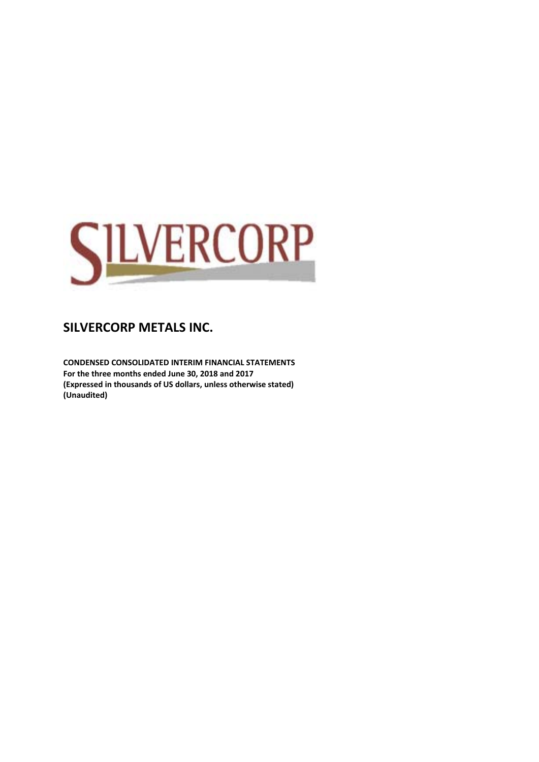# SILVERCORP METALS INC.

**CONDENSED CONSOLIDATED INTERIM FINANCIAL STATEMENTS**
**For the three months ended June 30, 2018 and 2017**
**(Expressed in thousands of US dollars, unless otherwise stated)**
**(Unaudited)**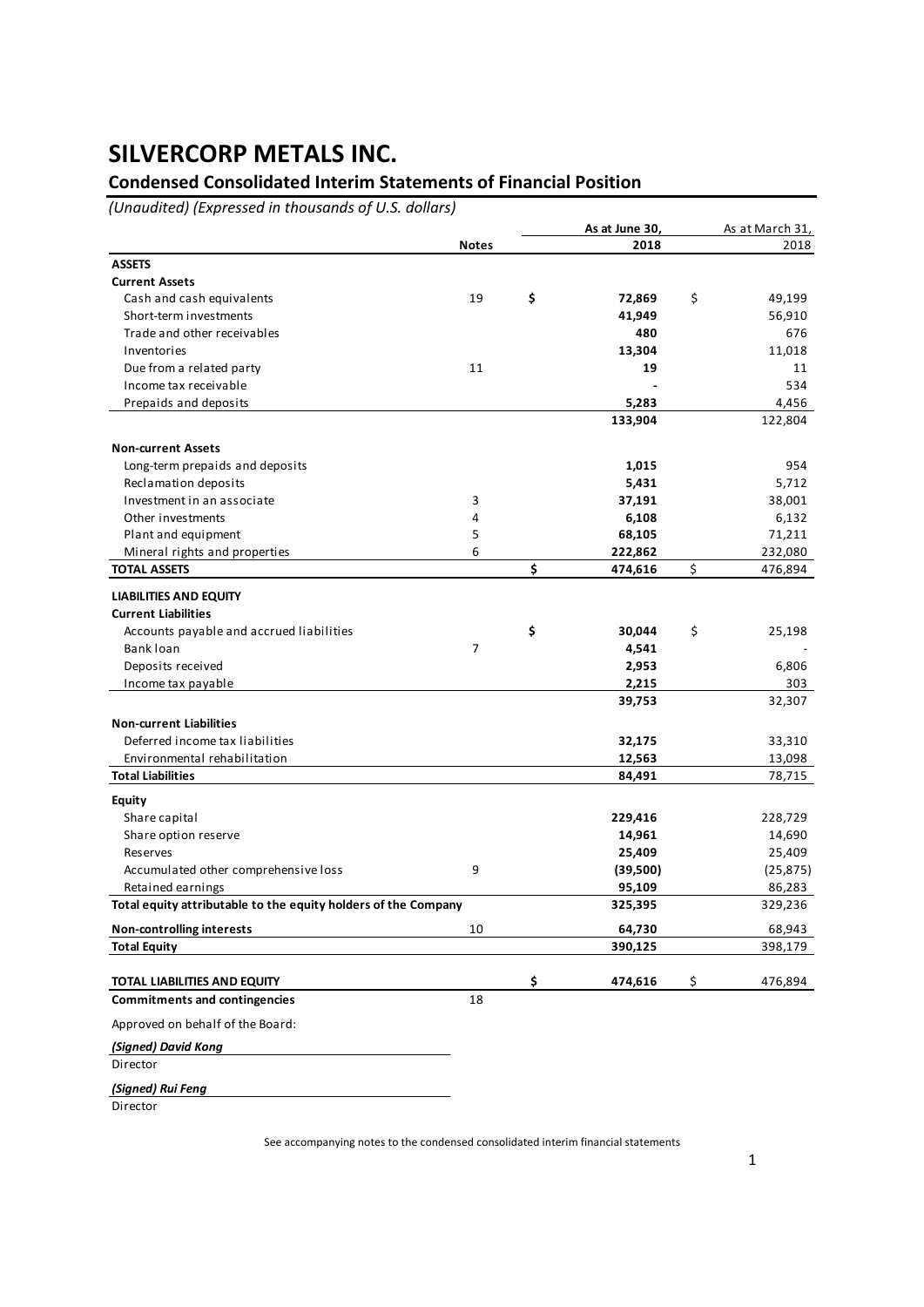# SILVERCORP METALS INC.

## Condensed Consolidated Interim Statements of Financial Position

*(Unaudited) (Expressed in thousands of U.S. dollars)*

| | Notes | As at June 30, 2018 | As at March 31, 2018 |
|---|---|---|---|
| **ASSETS** | | | |
| **Current Assets** | | | |
| Cash and cash equivalents | 19 | $ **72,869** | $ 49,199 |
| Short-term investments | | **41,949** | 56,910 |
| Trade and other receivables | | **480** | 676 |
| Inventories | | **13,304** | 11,018 |
| Due from a related party | 11 | **19** | 11 |
| Income tax receivable | | **-** | 534 |
| Prepaids and deposits | | **5,283** | 4,456 |
| | | **133,904** | 122,804 |
| **Non-current Assets** | | | |
| Long-term prepaids and deposits | | **1,015** | 954 |
| Reclamation deposits | | **5,431** | 5,712 |
| Investment in an associate | 3 | **37,191** | 38,001 |
| Other investments | 4 | **6,108** | 6,132 |
| Plant and equipment | 5 | **68,105** | 71,211 |
| Mineral rights and properties | 6 | **222,862** | 232,080 |
| **TOTAL ASSETS** | | $ **474,616** | $ 476,894 |
| **LIABILITIES AND EQUITY** | | | |
| **Current Liabilities** | | | |
| Accounts payable and accrued liabilities | | $ **30,044** | $ 25,198 |
| Bank loan | 7 | **4,541** | - |
| Deposits received | | **2,953** | 6,806 |
| Income tax payable | | **2,215** | 303 |
| | | **39,753** | 32,307 |
| **Non-current Liabilities** | | | |
| Deferred income tax liabilities | | **32,175** | 33,310 |
| Environmental rehabilitation | | **12,563** | 13,098 |
| **Total Liabilities** | | **84,491** | 78,715 |
| **Equity** | | | |
| Share capital | | **229,416** | 228,729 |
| Share option reserve | | **14,961** | 14,690 |
| Reserves | | **25,409** | 25,409 |
| Accumulated other comprehensive loss | 9 | **(39,500)** | (25,875) |
| Retained earnings | | **95,109** | 86,283 |
| **Total equity attributable to the equity holders of the Company** | | **325,395** | 329,236 |
| **Non-controlling interests** | 10 | **64,730** | 68,943 |
| **Total Equity** | | **390,125** | 398,179 |
| **TOTAL LIABILITIES AND EQUITY** | | $ **474,616** | $ 476,894 |
| **Commitments and contingencies** | 18 | | |

Approved on behalf of the Board:

***(Signed) David Kong***

Director

***(Signed) Rui Feng***

Director

See accompanying notes to the condensed consolidated interim financial statements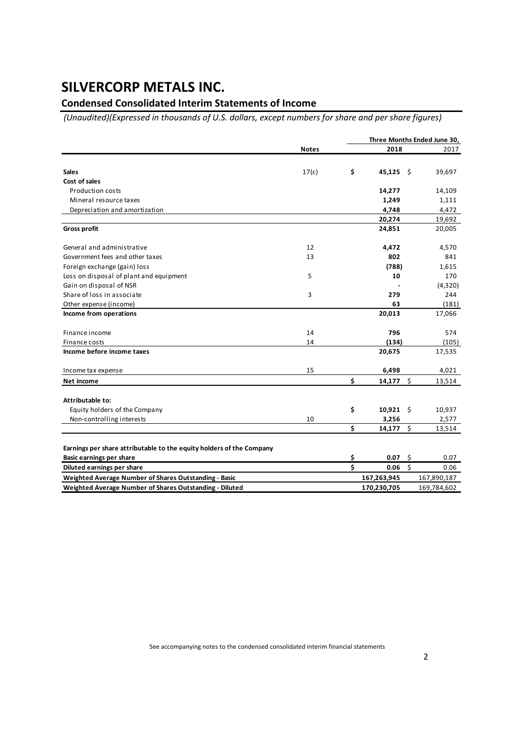# SILVERCORP METALS INC.

## Condensed Consolidated Interim Statements of Income

*(Unaudited)(Expressed in thousands of U.S. dollars, except numbers for share and per share figures)*

| | Notes | Three Months Ended June 30, 2018 | 2017 |
|---|---|---|---|
| **Sales** | 17(c) | **$ 45,125** | $ 39,697 |
| **Cost of sales** | | | |
| Production costs | | **14,277** | 14,109 |
| Mineral resource taxes | | **1,249** | 1,111 |
| Depreciation and amortization | | **4,748** | 4,472 |
| | | **20,274** | 19,692 |
| **Gross profit** | | **24,851** | 20,005 |
| General and administrative | 12 | **4,472** | 4,570 |
| Government fees and other taxes | 13 | **802** | 841 |
| Foreign exchange (gain) loss | | **(788)** | 1,615 |
| Loss on disposal of plant and equipment | 5 | **10** | 170 |
| Gain on disposal of NSR | | **-** | (4,320) |
| Share of loss in associate | 3 | **279** | 244 |
| Other expense (income) | | **63** | (181) |
| **Income from operations** | | **20,013** | 17,066 |
| Finance income | 14 | **796** | 574 |
| Finance costs | 14 | **(134)** | (105) |
| **Income before income taxes** | | **20,675** | 17,535 |
| Income tax expense | 15 | **6,498** | 4,021 |
| **Net income** | | **$ 14,177** | $ 13,514 |
| **Attributable to:** | | | |
| Equity holders of the Company | | **$ 10,921** | $ 10,937 |
| Non-controlling interests | 10 | **3,256** | 2,577 |
| | | **$ 14,177** | $ 13,514 |
| **Earnings per share attributable to the equity holders of the Company** | | | |
| **Basic earnings per share** | | **$ 0.07** | $ 0.07 |
| **Diluted earnings per share** | | **$ 0.06** | $ 0.06 |
| **Weighted Average Number of Shares Outstanding - Basic** | | **167,263,945** | 167,890,187 |
| **Weighted Average Number of Shares Outstanding - Diluted** | | **170,230,705** | 169,784,602 |

See accompanying notes to the condensed consolidated interim financial statements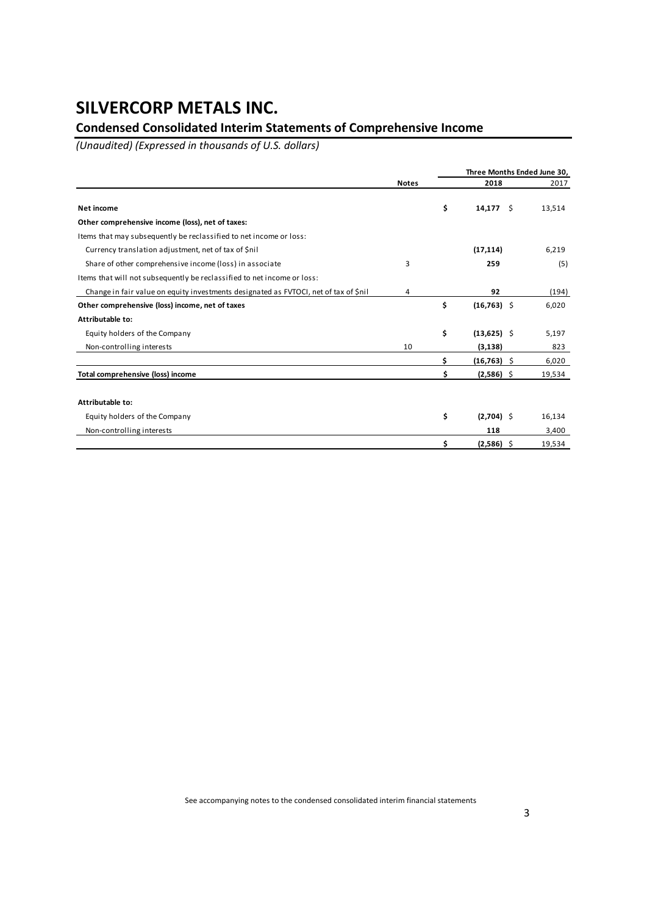# SILVERCORP METALS INC.

## Condensed Consolidated Interim Statements of Comprehensive Income

*(Unaudited) (Expressed in thousands of U.S. dollars)*

| | Notes | Three Months Ended June 30, 2018 | 2017 |
|---|---|---|---|
| **Net income** | | **$ 14,177** | $ 13,514 |
| **Other comprehensive income (loss), net of taxes:** | | | |
| Items that may subsequently be reclassified to net income or loss: | | | |
| Currency translation adjustment, net of tax of $nil | | **(17,114)** | 6,219 |
| Share of other comprehensive income (loss) in associate | 3 | **259** | (5) |
| Items that will not subsequently be reclassified to net income or loss: | | | |
| Change in fair value on equity investments designated as FVTOCI, net of tax of $nil | 4 | **92** | (194) |
| **Other comprehensive (loss) income, net of taxes** | | **$ (16,763)** | $ 6,020 |
| **Attributable to:** | | | |
| Equity holders of the Company | | **$ (13,625)** | $ 5,197 |
| Non-controlling interests | 10 | **(3,138)** | 823 |
| | | **$ (16,763)** | $ 6,020 |
| **Total comprehensive (loss) income** | | **$ (2,586)** | $ 19,534 |
| **Attributable to:** | | | |
| Equity holders of the Company | | **$ (2,704)** | $ 16,134 |
| Non-controlling interests | | **118** | 3,400 |
| | | **$ (2,586)** | $ 19,534 |

See accompanying notes to the condensed consolidated interim financial statements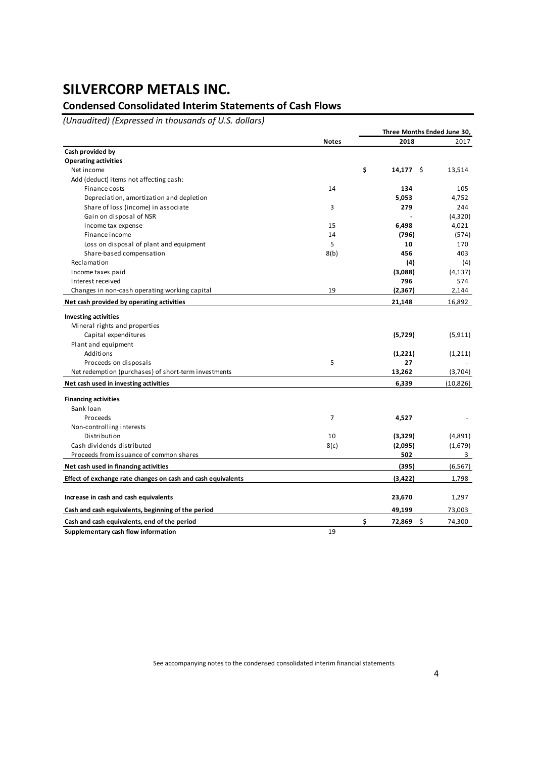# SILVERCORP METALS INC.

## Condensed Consolidated Interim Statements of Cash Flows

*(Unaudited) (Expressed in thousands of U.S. dollars)*

| | Notes | Three Months Ended June 30, 2018 | 2017 |
|---|---|---|---|
| **Cash provided by** | | | |
| **Operating activities** | | | |
| Net income | | **$ 14,177** | $ 13,514 |
| Add (deduct) items not affecting cash: | | | |
| Finance costs | 14 | **134** | 105 |
| Depreciation, amortization and depletion | | **5,053** | 4,752 |
| Share of loss (income) in associate | 3 | **279** | 244 |
| Gain on disposal of NSR | | **-** | (4,320) |
| Income tax expense | 15 | **6,498** | 4,021 |
| Finance income | 14 | **(796)** | (574) |
| Loss on disposal of plant and equipment | 5 | **10** | 170 |
| Share-based compensation | 8(b) | **456** | 403 |
| Reclamation | | **(4)** | (4) |
| Income taxes paid | | **(3,088)** | (4,137) |
| Interest received | | **796** | 574 |
| Changes in non-cash operating working capital | 19 | **(2,367)** | 2,144 |
| **Net cash provided by operating activities** | | **21,148** | 16,892 |
| **Investing activities** | | | |
| Mineral rights and properties | | | |
| Capital expenditures | | **(5,729)** | (5,911) |
| Plant and equipment | | | |
| Additions | | **(1,221)** | (1,211) |
| Proceeds on disposals | 5 | **27** | - |
| Net redemption (purchases) of short-term investments | | **13,262** | (3,704) |
| **Net cash used in investing activities** | | **6,339** | (10,826) |
| **Financing activities** | | | |
| Bank loan | | | |
| Proceeds | 7 | **4,527** | - |
| Non-controlling interests | | | |
| Distribution | 10 | **(3,329)** | (4,891) |
| Cash dividends distributed | 8(c) | **(2,095)** | (1,679) |
| Proceeds from issuance of common shares | | **502** | 3 |
| **Net cash used in financing activities** | | **(395)** | (6,567) |
| **Effect of exchange rate changes on cash and cash equivalents** | | **(3,422)** | 1,798 |
| **Increase in cash and cash equivalents** | | **23,670** | 1,297 |
| **Cash and cash equivalents, beginning of the period** | | **49,199** | 73,003 |
| **Cash and cash equivalents, end of the period** | | **$ 72,869** | $ 74,300 |
| **Supplementary cash flow information** | 19 | | |

See accompanying notes to the condensed consolidated interim financial statements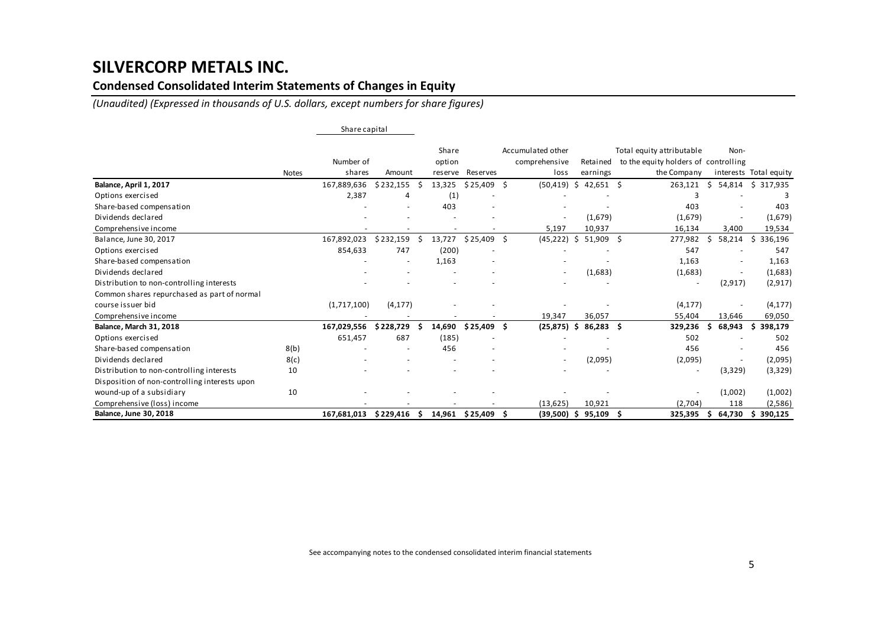# SILVERCORP METALS INC.

## Condensed Consolidated Interim Statements of Changes in Equity

*(Unaudited) (Expressed in thousands of U.S. dollars, except numbers for share figures)*

| | Notes | Share capital | | Share option reserve | Reserves | Accumulated other comprehensive loss | Retained earnings | Total equity attributable to the equity holders of the Company | Non-controlling interests | Total equity |
|---|---|---|---|---|---|---|---|---|---|---|
| | | Number of shares | Amount | | | | | | | |
| **Balance, April 1, 2017** | | 167,889,636 | $ 232,155 | $ 13,325 | $ 25,409 | $ (50,419) | $ 42,651 | $ 263,121 | $ 54,814 | $ 317,935 |
| Options exercised | | 2,387 | 4 | (1) | - | - | - | 3 | - | 3 |
| Share-based compensation | | - | - | 403 | - | - | - | 403 | - | 403 |
| Dividends declared | | - | - | - | - | - | (1,679) | (1,679) | - | (1,679) |
| Comprehensive income | | - | - | - | - | 5,197 | 10,937 | 16,134 | 3,400 | 19,534 |
| Balance, June 30, 2017 | | 167,892,023 | $ 232,159 | $ 13,727 | $ 25,409 | $ (45,222) | $ 51,909 | $ 277,982 | $ 58,214 | $ 336,196 |
| Options exercised | | 854,633 | 747 | (200) | - | - | - | 547 | - | 547 |
| Share-based compensation | | - | - | 1,163 | - | - | - | 1,163 | - | 1,163 |
| Dividends declared | | - | - | - | - | - | (1,683) | (1,683) | - | (1,683) |
| Distribution to non-controlling interests | | - | - | - | - | - | - | - | (2,917) | (2,917) |
| Common shares repurchased as part of normal course issuer bid | | (1,717,100) | (4,177) | - | - | - | - | (4,177) | - | (4,177) |
| Comprehensive income | | - | - | - | - | 19,347 | 36,057 | 55,404 | 13,646 | 69,050 |
| **Balance, March 31, 2018** | | **167,029,556** | **$ 228,729** | **$ 14,690** | **$ 25,409** | **$ (25,875)** | **$ 86,283** | **$ 329,236** | **$ 68,943** | **$ 398,179** |
| Options exercised | | 651,457 | 687 | (185) | - | - | - | 502 | - | 502 |
| Share-based compensation | 8(b) | - | - | 456 | - | - | - | 456 | - | 456 |
| Dividends declared | 8(c) | - | - | - | - | - | (2,095) | (2,095) | - | (2,095) |
| Distribution to non-controlling interests | 10 | - | - | - | - | - | - | - | (3,329) | (3,329) |
| Disposition of non-controlling interests upon wound-up of a subsidiary | 10 | - | - | - | - | - | - | - | (1,002) | (1,002) |
| Comprehensive (loss) income | | - | - | - | - | (13,625) | 10,921 | (2,704) | 118 | (2,586) |
| **Balance, June 30, 2018** | | **167,681,013** | **$ 229,416** | **$ 14,961** | **$ 25,409** | **$ (39,500)** | **$ 95,109** | **$ 325,395** | **$ 64,730** | **$ 390,125** |

See accompanying notes to the condensed consolidated interim financial statements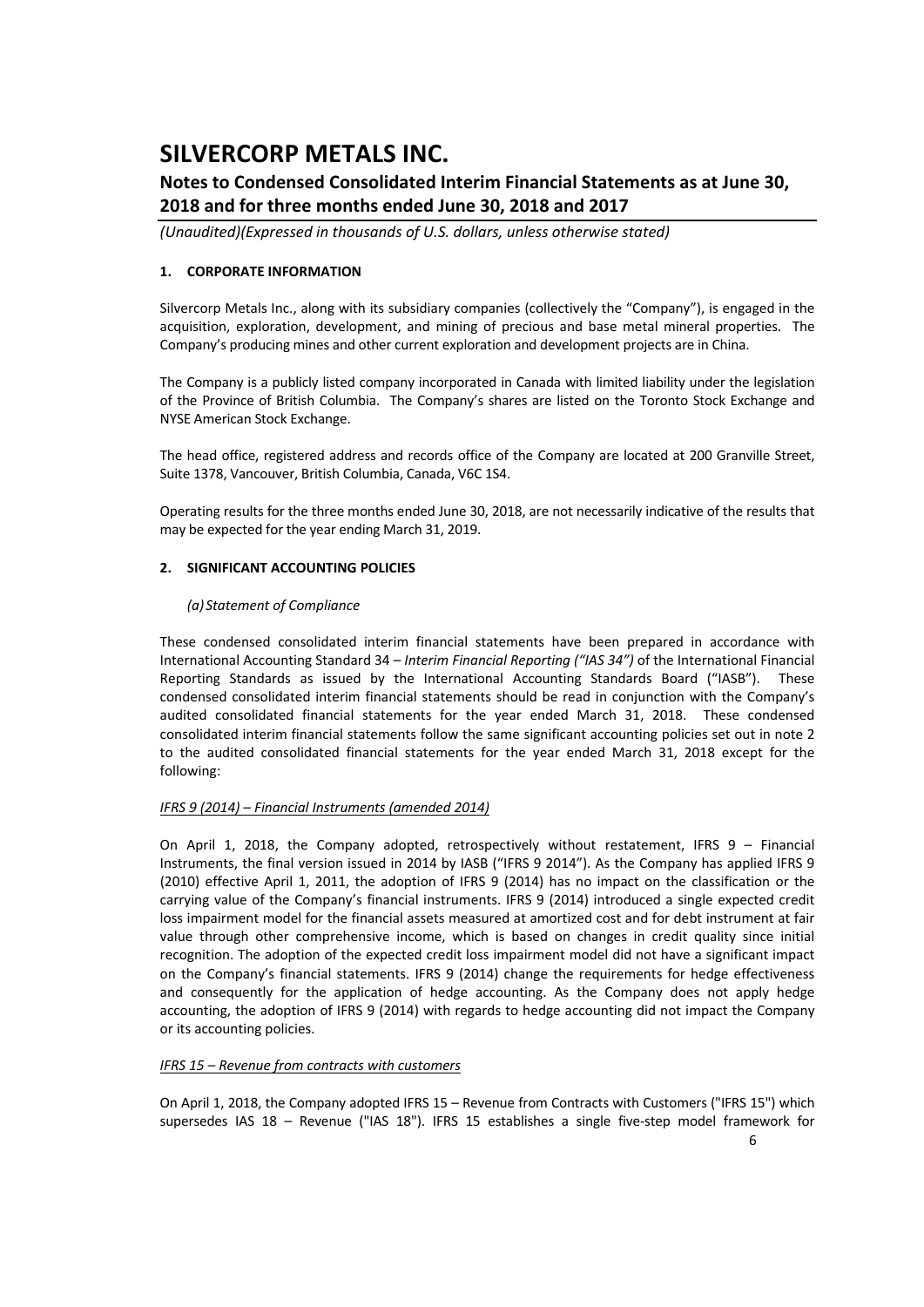# SILVERCORP METALS INC.

## Notes to Condensed Consolidated Interim Financial Statements as at June 30, 2018 and for three months ended June 30, 2018 and 2017

*(Unaudited)(Expressed in thousands of U.S. dollars, unless otherwise stated)*

### 1. CORPORATE INFORMATION

Silvercorp Metals Inc., along with its subsidiary companies (collectively the "Company"), is engaged in the acquisition, exploration, development, and mining of precious and base metal mineral properties. The Company's producing mines and other current exploration and development projects are in China.

The Company is a publicly listed company incorporated in Canada with limited liability under the legislation of the Province of British Columbia. The Company's shares are listed on the Toronto Stock Exchange and NYSE American Stock Exchange.

The head office, registered address and records office of the Company are located at 200 Granville Street, Suite 1378, Vancouver, British Columbia, Canada, V6C 1S4.

Operating results for the three months ended June 30, 2018, are not necessarily indicative of the results that may be expected for the year ending March 31, 2019.

### 2. SIGNIFICANT ACCOUNTING POLICIES

*(a) Statement of Compliance*

These condensed consolidated interim financial statements have been prepared in accordance with International Accounting Standard 34 – *Interim Financial Reporting ("IAS 34")* of the International Financial Reporting Standards as issued by the International Accounting Standards Board ("IASB"). These condensed consolidated interim financial statements should be read in conjunction with the Company's audited consolidated financial statements for the year ended March 31, 2018. These condensed consolidated interim financial statements follow the same significant accounting policies set out in note 2 to the audited consolidated financial statements for the year ended March 31, 2018 except for the following:

<u>IFRS 9 (2014) – Financial Instruments (amended 2014)</u>

On April 1, 2018, the Company adopted, retrospectively without restatement, IFRS 9 – Financial Instruments, the final version issued in 2014 by IASB ("IFRS 9 2014"). As the Company has applied IFRS 9 (2010) effective April 1, 2011, the adoption of IFRS 9 (2014) has no impact on the classification or the carrying value of the Company's financial instruments. IFRS 9 (2014) introduced a single expected credit loss impairment model for the financial assets measured at amortized cost and for debt instrument at fair value through other comprehensive income, which is based on changes in credit quality since initial recognition. The adoption of the expected credit loss impairment model did not have a significant impact on the Company's financial statements. IFRS 9 (2014) change the requirements for hedge effectiveness and consequently for the application of hedge accounting. As the Company does not apply hedge accounting, the adoption of IFRS 9 (2014) with regards to hedge accounting did not impact the Company or its accounting policies.

<u>IFRS 15 – Revenue from contracts with customers</u>

On April 1, 2018, the Company adopted IFRS 15 – Revenue from Contracts with Customers ("IFRS 15") which supersedes IAS 18 – Revenue ("IAS 18"). IFRS 15 establishes a single five-step model framework for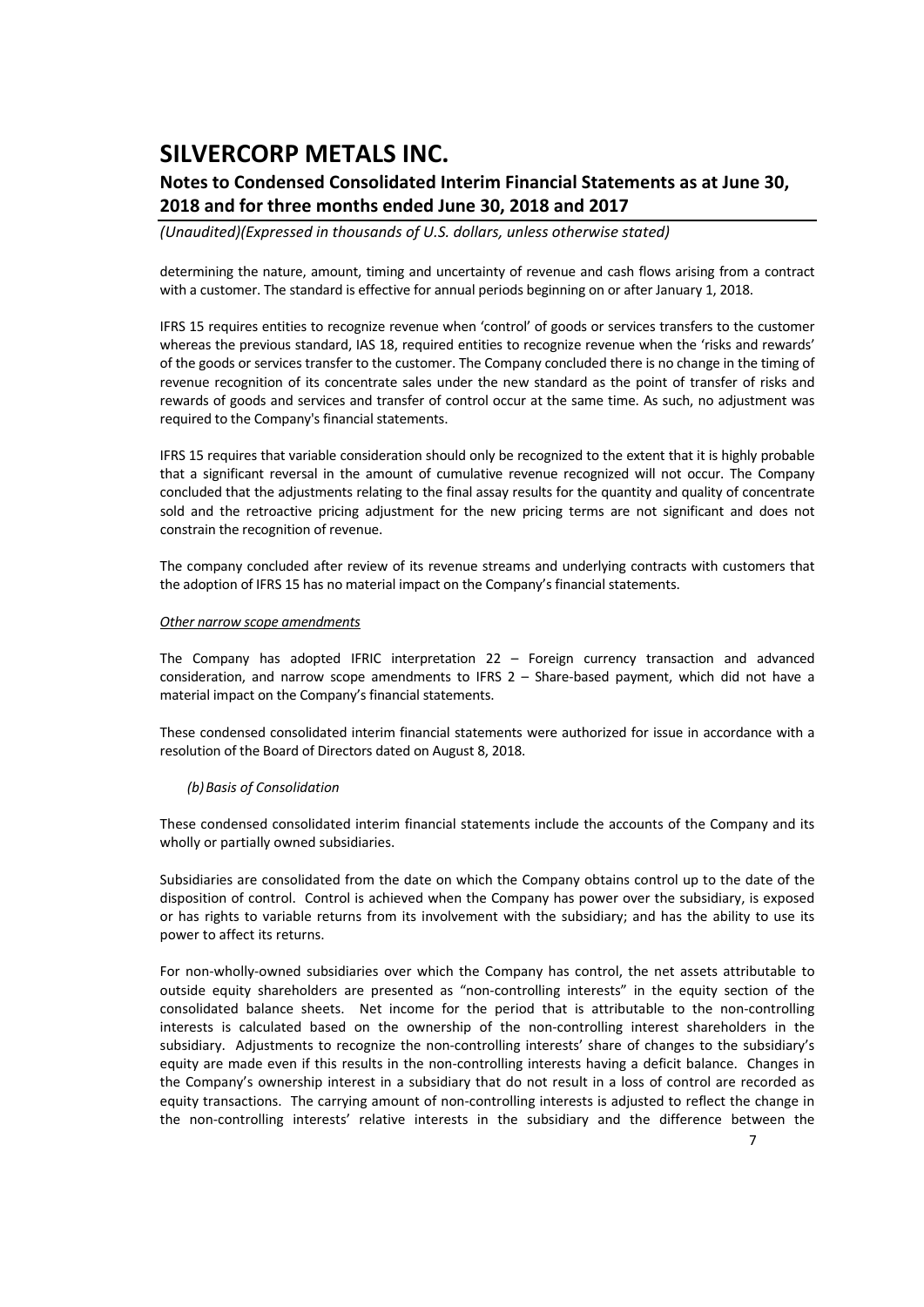determining the nature, amount, timing and uncertainty of revenue and cash flows arising from a contract with a customer. The standard is effective for annual periods beginning on or after January 1, 2018.

IFRS 15 requires entities to recognize revenue when 'control' of goods or services transfers to the customer whereas the previous standard, IAS 18, required entities to recognize revenue when the 'risks and rewards' of the goods or services transfer to the customer. The Company concluded there is no change in the timing of revenue recognition of its concentrate sales under the new standard as the point of transfer of risks and rewards of goods and services and transfer of control occur at the same time. As such, no adjustment was required to the Company's financial statements.

IFRS 15 requires that variable consideration should only be recognized to the extent that it is highly probable that a significant reversal in the amount of cumulative revenue recognized will not occur. The Company concluded that the adjustments relating to the final assay results for the quantity and quality of concentrate sold and the retroactive pricing adjustment for the new pricing terms are not significant and does not constrain the recognition of revenue.

The company concluded after review of its revenue streams and underlying contracts with customers that the adoption of IFRS 15 has no material impact on the Company's financial statements.

*Other narrow scope amendments*

The Company has adopted IFRIC interpretation 22 – Foreign currency transaction and advanced consideration, and narrow scope amendments to IFRS 2 – Share-based payment, which did not have a material impact on the Company's financial statements.

These condensed consolidated interim financial statements were authorized for issue in accordance with a resolution of the Board of Directors dated on August 8, 2018.

*(b) Basis of Consolidation*

These condensed consolidated interim financial statements include the accounts of the Company and its wholly or partially owned subsidiaries.

Subsidiaries are consolidated from the date on which the Company obtains control up to the date of the disposition of control. Control is achieved when the Company has power over the subsidiary, is exposed or has rights to variable returns from its involvement with the subsidiary; and has the ability to use its power to affect its returns.

For non-wholly-owned subsidiaries over which the Company has control, the net assets attributable to outside equity shareholders are presented as "non-controlling interests" in the equity section of the consolidated balance sheets. Net income for the period that is attributable to the non-controlling interests is calculated based on the ownership of the non-controlling interest shareholders in the subsidiary. Adjustments to recognize the non-controlling interests' share of changes to the subsidiary's equity are made even if this results in the non-controlling interests having a deficit balance. Changes in the Company's ownership interest in a subsidiary that do not result in a loss of control are recorded as equity transactions. The carrying amount of non-controlling interests is adjusted to reflect the change in the non-controlling interests' relative interests in the subsidiary and the difference between the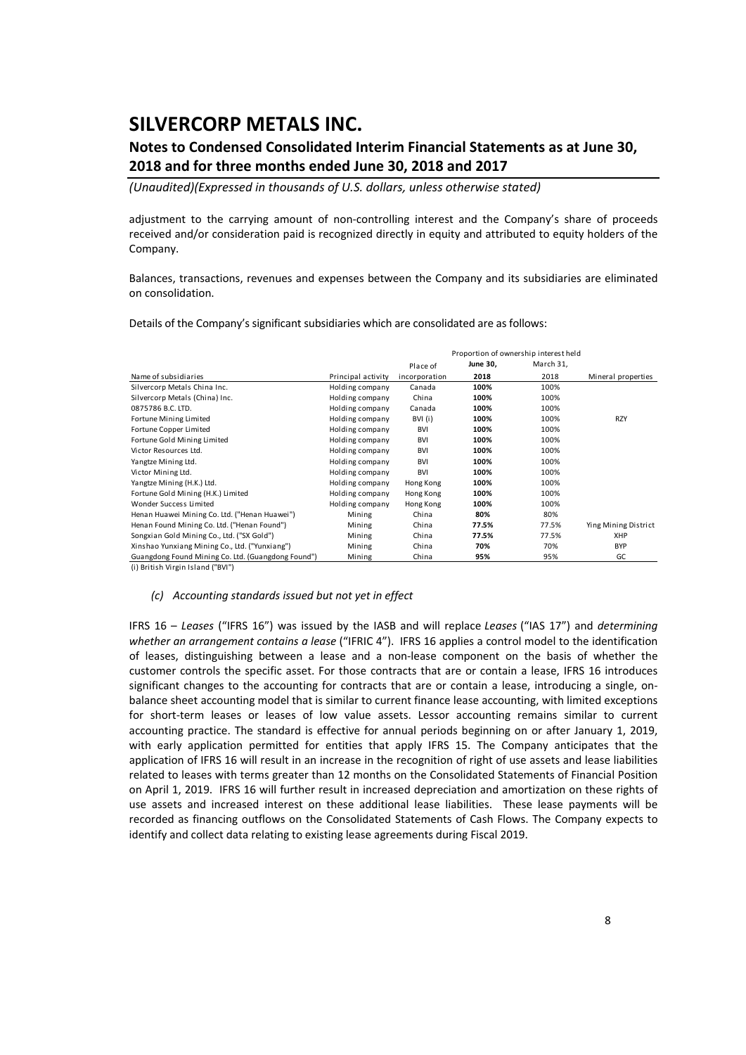adjustment to the carrying amount of non-controlling interest and the Company's share of proceeds received and/or consideration paid is recognized directly in equity and attributed to equity holders of the Company.

Balances, transactions, revenues and expenses between the Company and its subsidiaries are eliminated on consolidation.

Details of the Company's significant subsidiaries which are consolidated are as follows:

| | | | Proportion of ownership interest held | | |
|---|---|---|---|---|---|
| | | Place of | **June 30,** | March 31, | |
| Name of subsidiaries | Principal activity | incorporation | **2018** | 2018 | Mineral properties |
| Silvercorp Metals China Inc. | Holding company | Canada | **100%** | 100% | |
| Silvercorp Metals (China) Inc. | Holding company | China | **100%** | 100% | |
| 0875786 B.C. LTD. | Holding company | Canada | **100%** | 100% | |
| Fortune Mining Limited | Holding company | BVI (i) | **100%** | 100% | RZY |
| Fortune Copper Limited | Holding company | BVI | **100%** | 100% | |
| Fortune Gold Mining Limited | Holding company | BVI | **100%** | 100% | |
| Victor Resources Ltd. | Holding company | BVI | **100%** | 100% | |
| Yangtze Mining Ltd. | Holding company | BVI | **100%** | 100% | |
| Victor Mining Ltd. | Holding company | BVI | **100%** | 100% | |
| Yangtze Mining (H.K.) Ltd. | Holding company | Hong Kong | **100%** | 100% | |
| Fortune Gold Mining (H.K.) Limited | Holding company | Hong Kong | **100%** | 100% | |
| Wonder Success Limited | Holding company | Hong Kong | **100%** | 100% | |
| Henan Huawei Mining Co. Ltd. ("Henan Huawei") | Mining | China | **80%** | 80% | |
| Henan Found Mining Co. Ltd. ("Henan Found") | Mining | China | **77.5%** | 77.5% | Ying Mining District |
| Songxian Gold Mining Co., Ltd. ("SX Gold") | Mining | China | **77.5%** | 77.5% | XHP |
| Xinshao Yunxiang Mining Co., Ltd. ("Yunxiang") | Mining | China | **70%** | 70% | BYP |
| Guangdong Found Mining Co. Ltd. (Guangdong Found") | Mining | China | **95%** | 95% | GC |

(i) British Virgin Island ("BVI")

*(c) Accounting standards issued but not yet in effect*

IFRS 16 – *Leases* ("IFRS 16") was issued by the IASB and will replace *Leases* ("IAS 17") and *determining whether an arrangement contains a lease* ("IFRIC 4"). IFRS 16 applies a control model to the identification of leases, distinguishing between a lease and a non-lease component on the basis of whether the customer controls the specific asset. For those contracts that are or contain a lease, IFRS 16 introduces significant changes to the accounting for contracts that are or contain a lease, introducing a single, on-balance sheet accounting model that is similar to current finance lease accounting, with limited exceptions for short-term leases or leases of low value assets. Lessor accounting remains similar to current accounting practice. The standard is effective for annual periods beginning on or after January 1, 2019, with early application permitted for entities that apply IFRS 15. The Company anticipates that the application of IFRS 16 will result in an increase in the recognition of right of use assets and lease liabilities related to leases with terms greater than 12 months on the Consolidated Statements of Financial Position on April 1, 2019. IFRS 16 will further result in increased depreciation and amortization on these rights of use assets and increased interest on these additional lease liabilities. These lease payments will be recorded as financing outflows on the Consolidated Statements of Cash Flows. The Company expects to identify and collect data relating to existing lease agreements during Fiscal 2019.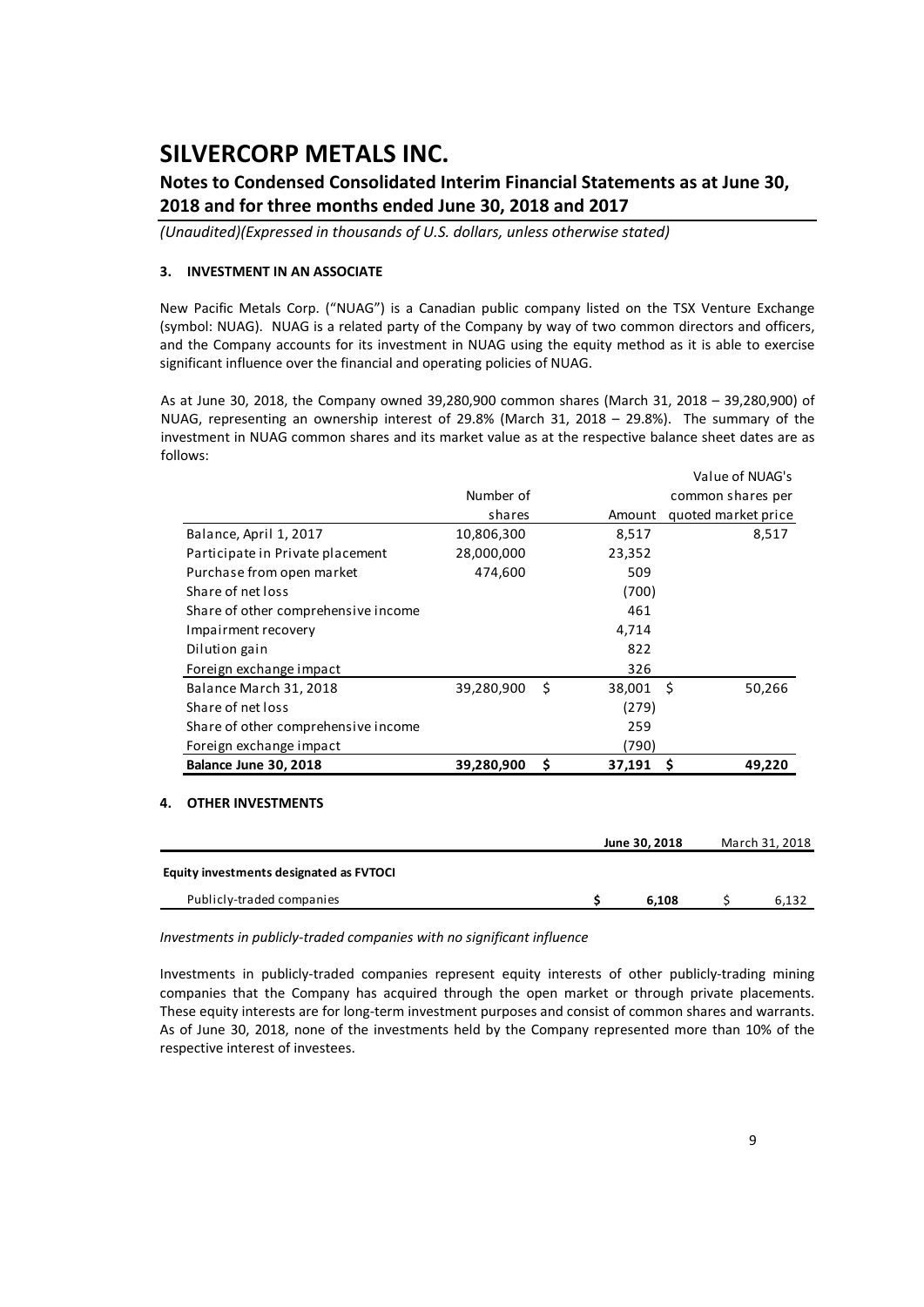# SILVERCORP METALS INC.

## Notes to Condensed Consolidated Interim Financial Statements as at June 30, 2018 and for three months ended June 30, 2018 and 2017

*(Unaudited)(Expressed in thousands of U.S. dollars, unless otherwise stated)*

### 3. INVESTMENT IN AN ASSOCIATE

New Pacific Metals Corp. ("NUAG") is a Canadian public company listed on the TSX Venture Exchange (symbol: NUAG). NUAG is a related party of the Company by way of two common directors and officers, and the Company accounts for its investment in NUAG using the equity method as it is able to exercise significant influence over the financial and operating policies of NUAG.

As at June 30, 2018, the Company owned 39,280,900 common shares (March 31, 2018 – 39,280,900) of NUAG, representing an ownership interest of 29.8% (March 31, 2018 – 29.8%). The summary of the investment in NUAG common shares and its market value as at the respective balance sheet dates are as follows:

| | Number of shares | Amount | Value of NUAG's common shares per quoted market price |
|---|---|---|---|
| Balance, April 1, 2017 | 10,806,300 | 8,517 | 8,517 |
| Participate in Private placement | 28,000,000 | 23,352 | |
| Purchase from open market | 474,600 | 509 | |
| Share of net loss | | (700) | |
| Share of other comprehensive income | | 461 | |
| Impairment recovery | | 4,714 | |
| Dilution gain | | 822 | |
| Foreign exchange impact | | 326 | |
| Balance March 31, 2018 | 39,280,900 | $ 38,001 | $ 50,266 |
| Share of net loss | | (279) | |
| Share of other comprehensive income | | 259 | |
| Foreign exchange impact | | (790) | |
| **Balance June 30, 2018** | **39,280,900** | **$ 37,191** | **$ 49,220** |

### 4. OTHER INVESTMENTS

| | June 30, 2018 | March 31, 2018 |
|---|---|---|
| **Equity investments designated as FVTOCI** | | |
| Publicly-traded companies | **$ 6,108** | $ 6,132 |

*Investments in publicly-traded companies with no significant influence*

Investments in publicly-traded companies represent equity interests of other publicly-trading mining companies that the Company has acquired through the open market or through private placements. These equity interests are for long-term investment purposes and consist of common shares and warrants. As of June 30, 2018, none of the investments held by the Company represented more than 10% of the respective interest of investees.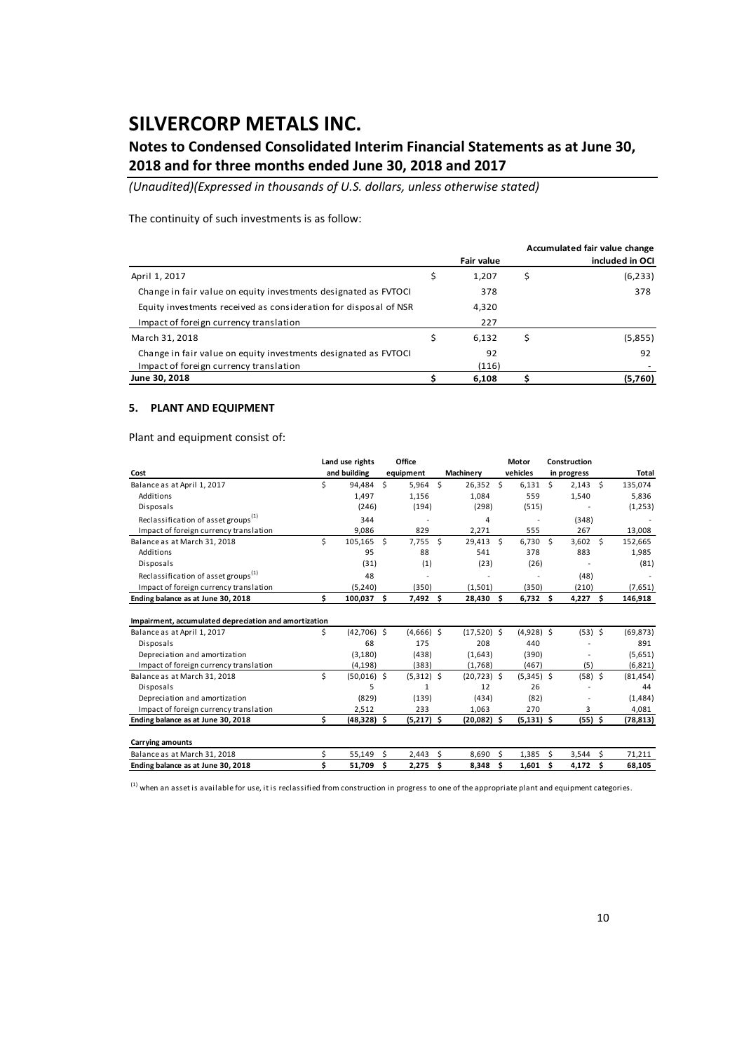# SILVERCORP METALS INC.

## Notes to Condensed Consolidated Interim Financial Statements as at June 30, 2018 and for three months ended June 30, 2018 and 2017

*(Unaudited)(Expressed in thousands of U.S. dollars, unless otherwise stated)*

The continuity of such investments is as follow:

| | Fair value | Accumulated fair value change included in OCI |
|---|---|---|
| April 1, 2017 | $ 1,207 | $ (6,233) |
| Change in fair value on equity investments designated as FVTOCI | 378 | 378 |
| Equity investments received as consideration for disposal of NSR | 4,320 | |
| Impact of foreign currency translation | 227 | |
| March 31, 2018 | $ 6,132 | $ (5,855) |
| Change in fair value on equity investments designated as FVTOCI | 92 | 92 |
| Impact of foreign currency translation | (116) | - |
| **June 30, 2018** | **$ 6,108** | **$ (5,760)** |

### 5. PLANT AND EQUIPMENT

Plant and equipment consist of:

| Cost | Land use rights and building | Office equipment | Machinery | Motor vehicles | Construction in progress | Total |
|---|---|---|---|---|---|---|
| Balance as at April 1, 2017 | $ 94,484 | $ 5,964 | $ 26,352 | $ 6,131 | $ 2,143 | $ 135,074 |
| Additions | 1,497 | 1,156 | 1,084 | 559 | 1,540 | 5,836 |
| Disposals | (246) | (194) | (298) | (515) | - | (1,253) |
| Reclassification of asset groups[(1)] | 344 | - | 4 | - | (348) | - |
| Impact of foreign currency translation | 9,086 | 829 | 2,271 | 555 | 267 | 13,008 |
| Balance as at March 31, 2018 | $ 105,165 | $ 7,755 | $ 29,413 | $ 6,730 | $ 3,602 | $ 152,665 |
| Additions | 95 | 88 | 541 | 378 | 883 | 1,985 |
| Disposals | (31) | (1) | (23) | (26) | - | (81) |
| Reclassification of asset groups[(1)] | 48 | - | - | - | (48) | - |
| Impact of foreign currency translation | (5,240) | (350) | (1,501) | (350) | (210) | (7,651) |
| **Ending balance as at June 30, 2018** | **$ 100,037** | **$ 7,492** | **$ 28,430** | **$ 6,732** | **$ 4,227** | **$ 146,918** |
| **Impairment, accumulated depreciation and amortization** | | | | | | |
| Balance as at April 1, 2017 | $ (42,706) | $ (4,666) | $ (17,520) | $ (4,928) | $ (53) | $ (69,873) |
| Disposals | 68 | 175 | 208 | 440 | - | 891 |
| Depreciation and amortization | (3,180) | (438) | (1,643) | (390) | - | (5,651) |
| Impact of foreign currency translation | (4,198) | (383) | (1,768) | (467) | (5) | (6,821) |
| Balance as at March 31, 2018 | $ (50,016) | $ (5,312) | $ (20,723) | $ (5,345) | $ (58) | $ (81,454) |
| Disposals | 5 | 1 | 12 | 26 | - | 44 |
| Depreciation and amortization | (829) | (139) | (434) | (82) | - | (1,484) |
| Impact of foreign currency translation | 2,512 | 233 | 1,063 | 270 | 3 | 4,081 |
| **Ending balance as at June 30, 2018** | **$ (48,328)** | **$ (5,217)** | **$ (20,082)** | **$ (5,131)** | **$ (55)** | **$ (78,813)** |
| **Carrying amounts** | | | | | | |
| Balance as at March 31, 2018 | $ 55,149 | $ 2,443 | $ 8,690 | $ 1,385 | $ 3,544 | $ 71,211 |
| **Ending balance as at June 30, 2018** | **$ 51,709** | **$ 2,275** | **$ 8,348** | **$ 1,601** | **$ 4,172** | **$ 68,105** |

[(1)] when an asset is available for use, it is reclassified from construction in progress to one of the appropriate plant and equipment categories.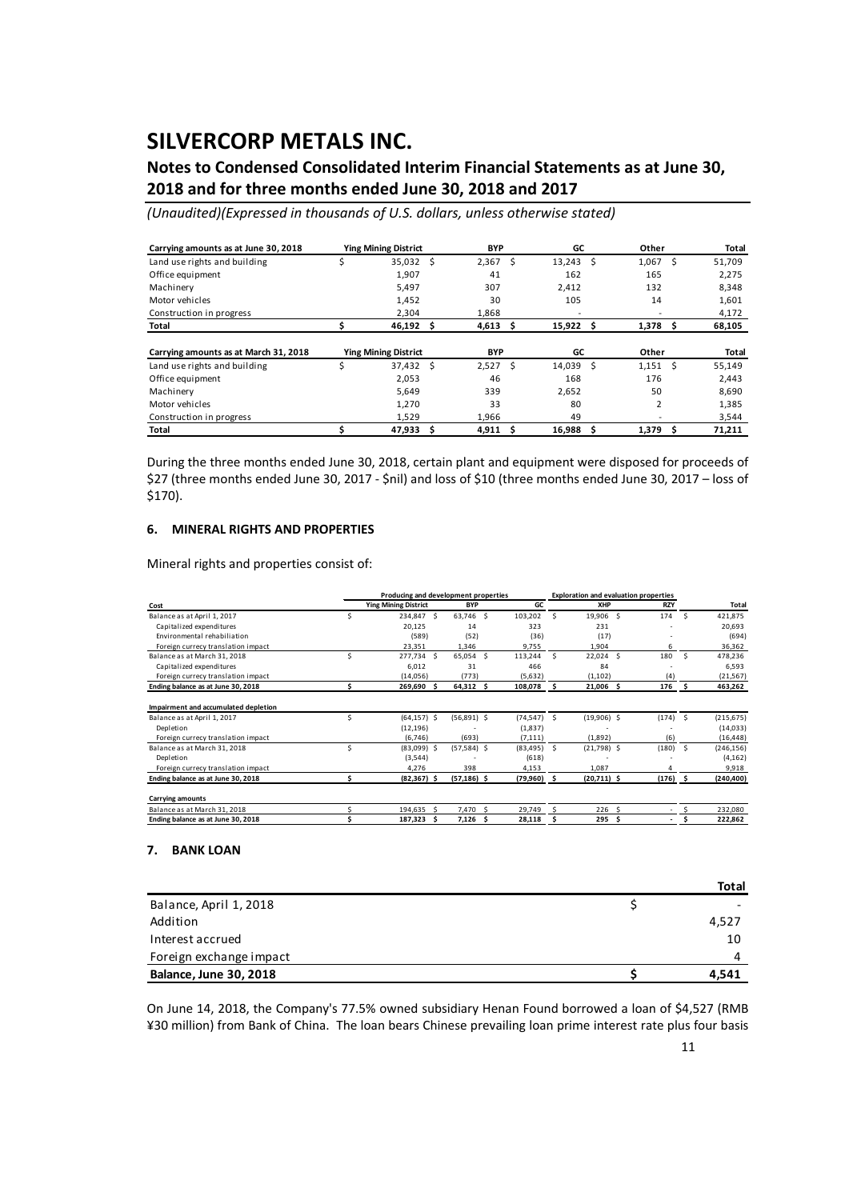# SILVERCORP METALS INC.

## Notes to Condensed Consolidated Interim Financial Statements as at June 30, 2018 and for three months ended June 30, 2018 and 2017

*(Unaudited)(Expressed in thousands of U.S. dollars, unless otherwise stated)*

| Carrying amounts as at June 30, 2018 | Ying Mining District | BYP | GC | Other | Total |
|---|---|---|---|---|---|
| Land use rights and building | $ 35,032 | $ 2,367 | $ 13,243 | $ 1,067 | $ 51,709 |
| Office equipment | 1,907 | 41 | 162 | 165 | 2,275 |
| Machinery | 5,497 | 307 | 2,412 | 132 | 8,348 |
| Motor vehicles | 1,452 | 30 | 105 | 14 | 1,601 |
| Construction in progress | 2,304 | 1,868 | - | - | 4,172 |
| **Total** | **$ 46,192** | **$ 4,613** | **$ 15,922** | **$ 1,378** | **$ 68,105** |

| Carrying amounts as at March 31, 2018 | Ying Mining District | BYP | GC | Other | Total |
|---|---|---|---|---|---|
| Land use rights and building | $ 37,432 | $ 2,527 | $ 14,039 | $ 1,151 | $ 55,149 |
| Office equipment | 2,053 | 46 | 168 | 176 | 2,443 |
| Machinery | 5,649 | 339 | 2,652 | 50 | 8,690 |
| Motor vehicles | 1,270 | 33 | 80 | 2 | 1,385 |
| Construction in progress | 1,529 | 1,966 | 49 | - | 3,544 |
| **Total** | **$ 47,933** | **$ 4,911** | **$ 16,988** | **$ 1,379** | **$ 71,211** |

During the three months ended June 30, 2018, certain plant and equipment were disposed for proceeds of $27 (three months ended June 30, 2017 - $nil) and loss of $10 (three months ended June 30, 2017 – loss of $170).

### 6. MINERAL RIGHTS AND PROPERTIES

Mineral rights and properties consist of:

| | Producing and development properties | | | Exploration and evaluation properties | | |
|---|---|---|---|---|---|---|
| **Cost** | **Ying Mining District** | **BYP** | **GC** | **XHP** | **RZY** | **Total** |
| Balance as at April 1, 2017 | $ 234,847 | $ 63,746 | $ 103,202 | $ 19,906 | $ 174 | $ 421,875 |
| Capitalized expenditures | 20,125 | 14 | 323 | 231 | - | 20,693 |
| Environmental rehabiliation | (589) | (52) | (36) | (17) | - | (694) |
| Foreign currecy translation impact | 23,351 | 1,346 | 9,755 | 1,904 | 6 | 36,362 |
| Balance as at March 31, 2018 | $ 277,734 | $ 65,054 | $ 113,244 | $ 22,024 | $ 180 | $ 478,236 |
| Capitalized expenditures | 6,012 | 31 | 466 | 84 | - | 6,593 |
| Foreign currecy translation impact | (14,056) | (773) | (5,632) | (1,102) | (4) | (21,567) |
| **Ending balance as at June 30, 2018** | **$ 269,690** | **$ 64,312** | **$ 108,078** | **$ 21,006** | **$ 176** | **$ 463,262** |
| | | | | | | |
| **Impairment and accumulated depletion** | | | | | | |
| Balance as at April 1, 2017 | $ (64,157) | $ (56,891) | $ (74,547) | $ (19,906) | $ (174) | $ (215,675) |
| Depletion | (12,196) | - | (1,837) | - | - | (14,033) |
| Foreign currecy translation impact | (6,746) | (693) | (7,111) | (1,892) | (6) | (16,448) |
| Balance as at March 31, 2018 | $ (83,099) | $ (57,584) | $ (83,495) | $ (21,798) | $ (180) | $ (246,156) |
| Depletion | (3,544) | - | (618) | - | - | (4,162) |
| Foreign currecy translation impact | 4,276 | 398 | 4,153 | 1,087 | 4 | 9,918 |
| **Ending balance as at June 30, 2018** | **$ (82,367)** | **$ (57,186)** | **$ (79,960)** | **$ (20,711)** | **$ (176)** | **$ (240,400)** |
| | | | | | | |
| **Carrying amounts** | | | | | | |
| Balance as at March 31, 2018 | $ 194,635 | $ 7,470 | $ 29,749 | $ 226 | $ - | $ 232,080 |
| **Ending balance as at June 30, 2018** | **$ 187,323** | **$ 7,126** | **$ 28,118** | **$ 295** | **$ -** | **$ 222,862** |

### 7. BANK LOAN

| | Total |
|---|---|
| Balance, April 1, 2018 | $ - |
| Addition | 4,527 |
| Interest accrued | 10 |
| Foreign exchange impact | 4 |
| **Balance, June 30, 2018** | **$ 4,541** |

On June 14, 2018, the Company's 77.5% owned subsidiary Henan Found borrowed a loan of $4,527 (RMB ¥30 million) from Bank of China. The loan bears Chinese prevailing loan prime interest rate plus four basis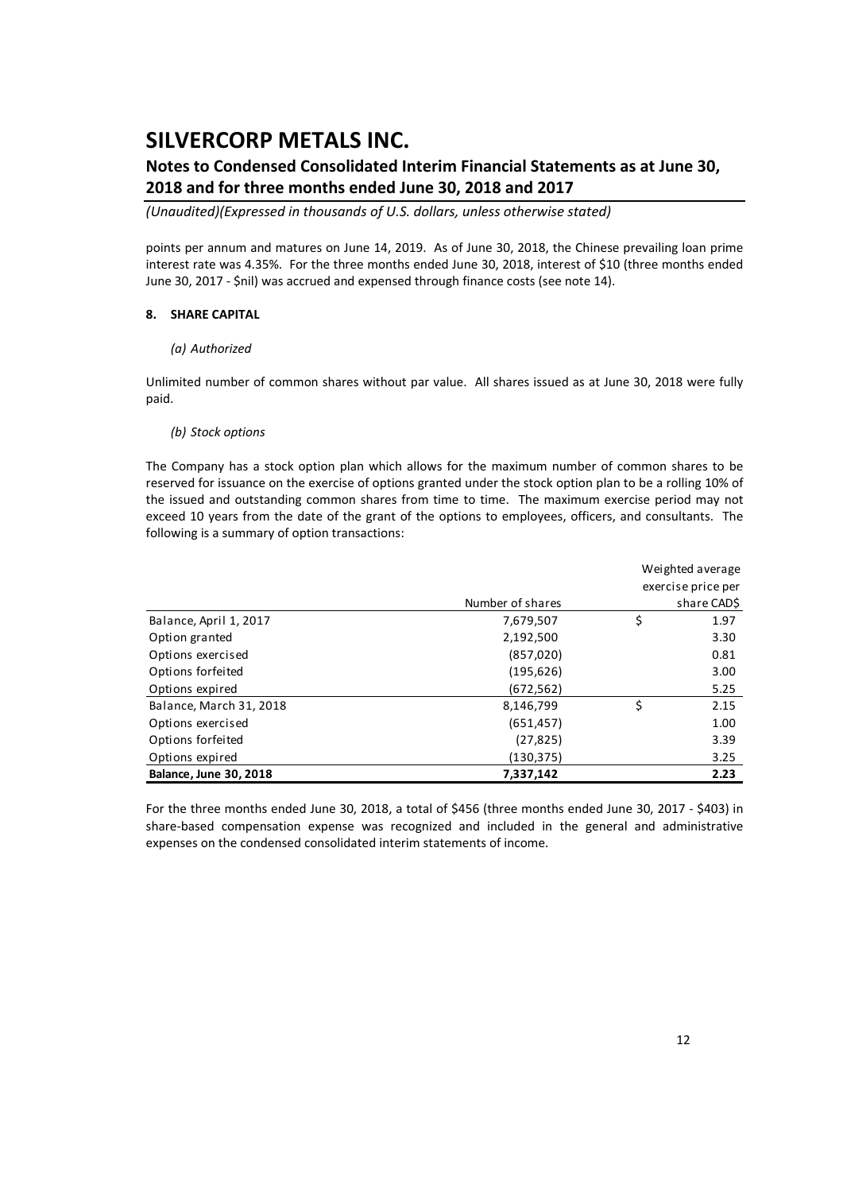points per annum and matures on June 14, 2019. As of June 30, 2018, the Chinese prevailing loan prime interest rate was 4.35%. For the three months ended June 30, 2018, interest of $10 (three months ended June 30, 2017 - $nil) was accrued and expensed through finance costs (see note 14).

## 8. SHARE CAPITAL

*(a) Authorized*

Unlimited number of common shares without par value. All shares issued as at June 30, 2018 were fully paid.

*(b) Stock options*

The Company has a stock option plan which allows for the maximum number of common shares to be reserved for issuance on the exercise of options granted under the stock option plan to be a rolling 10% of the issued and outstanding common shares from time to time. The maximum exercise period may not exceed 10 years from the date of the grant of the options to employees, officers, and consultants. The following is a summary of option transactions:

| | Number of shares | Weighted average exercise price per share CAD$ |
|---|---|---|
| Balance, April 1, 2017 | 7,679,507 | $ 1.97 |
| Option granted | 2,192,500 | 3.30 |
| Options exercised | (857,020) | 0.81 |
| Options forfeited | (195,626) | 3.00 |
| Options expired | (672,562) | 5.25 |
| Balance, March 31, 2018 | 8,146,799 | $ 2.15 |
| Options exercised | (651,457) | 1.00 |
| Options forfeited | (27,825) | 3.39 |
| Options expired | (130,375) | 3.25 |
| **Balance, June 30, 2018** | **7,337,142** | **2.23** |

For the three months ended June 30, 2018, a total of $456 (three months ended June 30, 2017 - $403) in share-based compensation expense was recognized and included in the general and administrative expenses on the condensed consolidated interim statements of income.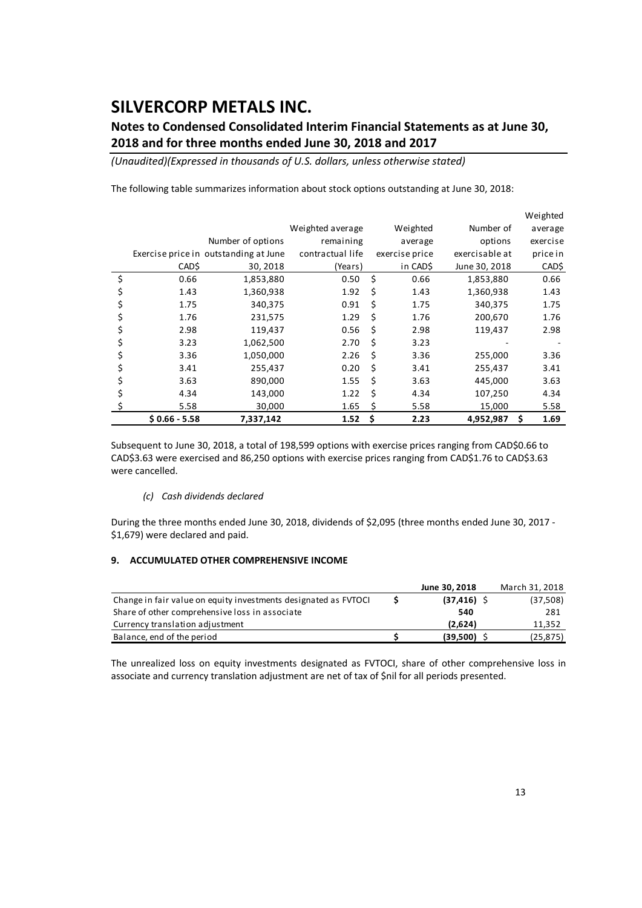The following table summarizes information about stock options outstanding at June 30, 2018:

| Exercise price in CAD$ | Number of options outstanding at June 30, 2018 | Weighted average remaining contractual life (Years) | Weighted average exercise price in CAD$ | Number of options exercisable at June 30, 2018 | Weighted average exercise price in CAD$ |
|---|---|---|---|---|---|
| $ 0.66 | 1,853,880 | 0.50 | $ 0.66 | 1,853,880 | 0.66 |
| $ 1.43 | 1,360,938 | 1.92 | $ 1.43 | 1,360,938 | 1.43 |
| $ 1.75 | 340,375 | 0.91 | $ 1.75 | 340,375 | 1.75 |
| $ 1.76 | 231,575 | 1.29 | $ 1.76 | 200,670 | 1.76 |
| $ 2.98 | 119,437 | 0.56 | $ 2.98 | 119,437 | 2.98 |
| $ 3.23 | 1,062,500 | 2.70 | $ 3.23 | - | - |
| $ 3.36 | 1,050,000 | 2.26 | $ 3.36 | 255,000 | 3.36 |
| $ 3.41 | 255,437 | 0.20 | $ 3.41 | 255,437 | 3.41 |
| $ 3.63 | 890,000 | 1.55 | $ 3.63 | 445,000 | 3.63 |
| $ 4.34 | 143,000 | 1.22 | $ 4.34 | 107,250 | 4.34 |
| $ 5.58 | 30,000 | 1.65 | $ 5.58 | 15,000 | 5.58 |
| **$ 0.66 - 5.58** | **7,337,142** | **1.52** | **$ 2.23** | **4,952,987** | **$ 1.69** |

Subsequent to June 30, 2018, a total of 198,599 options with exercise prices ranging from CAD$0.66 to CAD$3.63 were exercised and 86,250 options with exercise prices ranging from CAD$1.76 to CAD$3.63 were cancelled.

*(c) Cash dividends declared*

During the three months ended June 30, 2018, dividends of $2,095 (three months ended June 30, 2017 - $1,679) were declared and paid.

## 9. ACCUMULATED OTHER COMPREHENSIVE INCOME

| | June 30, 2018 | March 31, 2018 |
|---|---|---|
| Change in fair value on equity investments designated as FVTOCI | **$ (37,416)** | $ (37,508) |
| Share of other comprehensive loss in associate | **540** | 281 |
| Currency translation adjustment | **(2,624)** | 11,352 |
| Balance, end of the period | **$ (39,500)** | $ (25,875) |

The unrealized loss on equity investments designated as FVTOCI, share of other comprehensive loss in associate and currency translation adjustment are net of tax of $nil for all periods presented.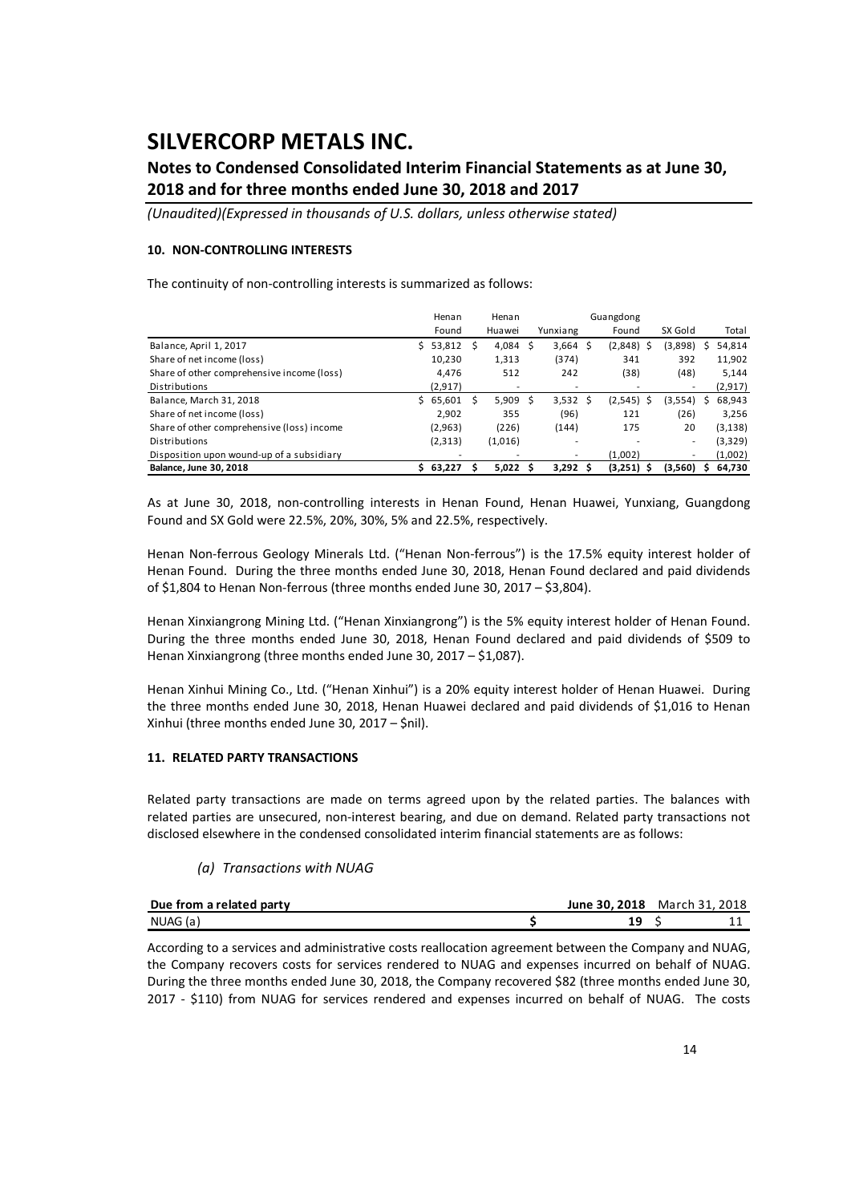# SILVERCORP METALS INC.

## Notes to Condensed Consolidated Interim Financial Statements as at June 30, 2018 and for three months ended June 30, 2018 and 2017

*(Unaudited)(Expressed in thousands of U.S. dollars, unless otherwise stated)*

### 10. NON-CONTROLLING INTERESTS

The continuity of non-controlling interests is summarized as follows:

| | Henan Found | Henan Huawei | Yunxiang | Guangdong Found | SX Gold | Total |
|---|---|---|---|---|---|---|
| Balance, April 1, 2017 | $ 53,812 | $ 4,084 | $ 3,664 | $ (2,848) | $ (3,898) | $ 54,814 |
| Share of net income (loss) | 10,230 | 1,313 | (374) | 341 | 392 | 11,902 |
| Share of other comprehensive income (loss) | 4,476 | 512 | 242 | (38) | (48) | 5,144 |
| Distributions | (2,917) | - | - | - | - | (2,917) |
| Balance, March 31, 2018 | $ 65,601 | $ 5,909 | $ 3,532 | $ (2,545) | $ (3,554) | $ 68,943 |
| Share of net income (loss) | 2,902 | 355 | (96) | 121 | (26) | 3,256 |
| Share of other comprehensive (loss) income | (2,963) | (226) | (144) | 175 | 20 | (3,138) |
| Distributions | (2,313) | (1,016) | - | - | - | (3,329) |
| Disposition upon wound-up of a subsidiary | - | - | - | (1,002) | - | (1,002) |
| **Balance, June 30, 2018** | **$ 63,227** | **$ 5,022** | **$ 3,292** | **$ (3,251)** | **$ (3,560)** | **$ 64,730** |

As at June 30, 2018, non-controlling interests in Henan Found, Henan Huawei, Yunxiang, Guangdong Found and SX Gold were 22.5%, 20%, 30%, 5% and 22.5%, respectively.

Henan Non-ferrous Geology Minerals Ltd. ("Henan Non-ferrous") is the 17.5% equity interest holder of Henan Found. During the three months ended June 30, 2018, Henan Found declared and paid dividends of $1,804 to Henan Non-ferrous (three months ended June 30, 2017 – $3,804).

Henan Xinxiangrong Mining Ltd. ("Henan Xinxiangrong") is the 5% equity interest holder of Henan Found. During the three months ended June 30, 2018, Henan Found declared and paid dividends of $509 to Henan Xinxiangrong (three months ended June 30, 2017 – $1,087).

Henan Xinhui Mining Co., Ltd. ("Henan Xinhui") is a 20% equity interest holder of Henan Huawei. During the three months ended June 30, 2018, Henan Huawei declared and paid dividends of $1,016 to Henan Xinhui (three months ended June 30, 2017 – $nil).

### 11. RELATED PARTY TRANSACTIONS

Related party transactions are made on terms agreed upon by the related parties. The balances with related parties are unsecured, non-interest bearing, and due on demand. Related party transactions not disclosed elsewhere in the condensed consolidated interim financial statements are as follows:

*(a) Transactions with NUAG*

| **Due from a related party** | **June 30, 2018** | March 31, 2018 |
|---|---|---|
| NUAG (a) | **$ 19** | $ 11 |

According to a services and administrative costs reallocation agreement between the Company and NUAG, the Company recovers costs for services rendered to NUAG and expenses incurred on behalf of NUAG. During the three months ended June 30, 2018, the Company recovered $82 (three months ended June 30, 2017 - $110) from NUAG for services rendered and expenses incurred on behalf of NUAG. The costs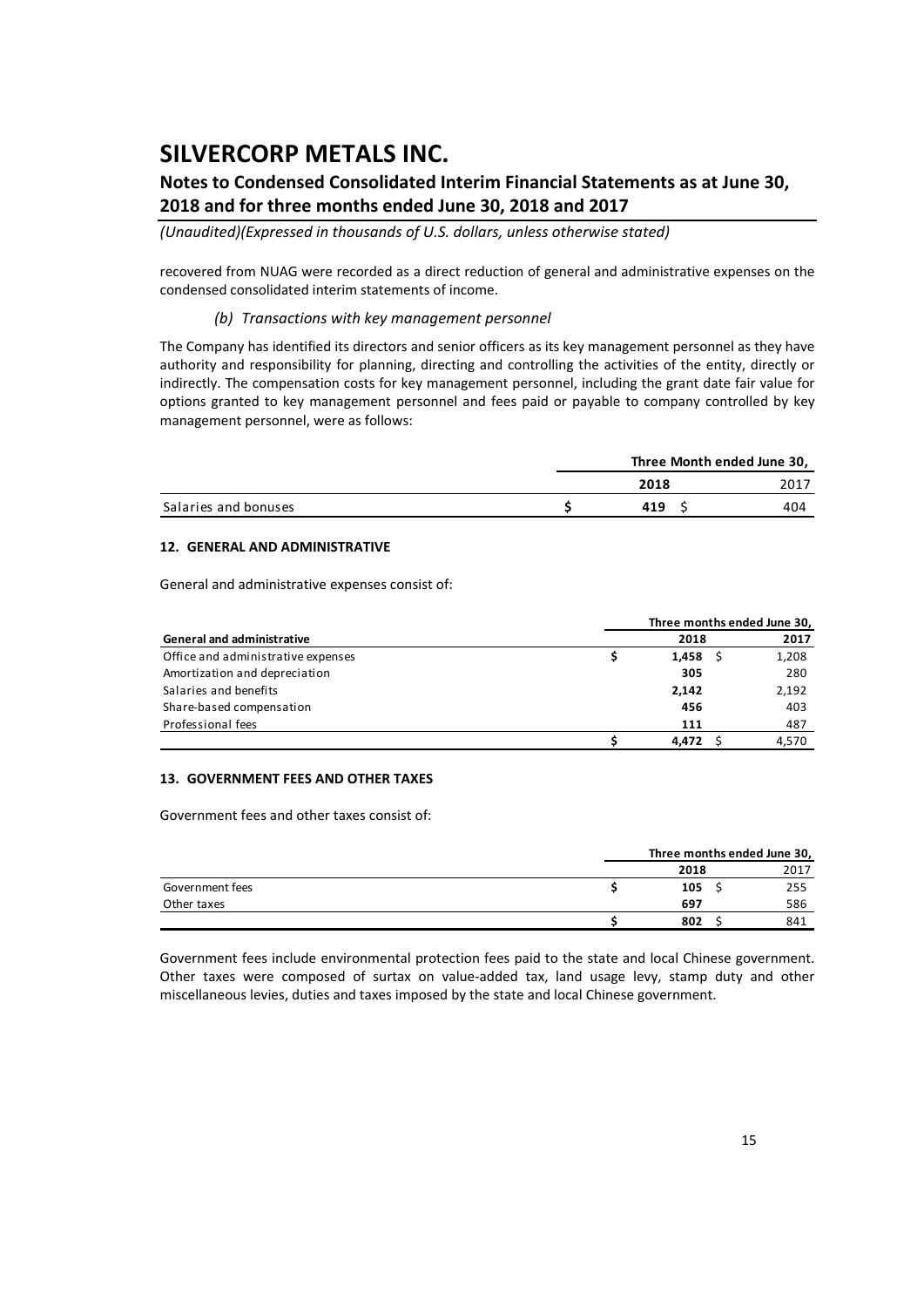recovered from NUAG were recorded as a direct reduction of general and administrative expenses on the condensed consolidated interim statements of income.

*(b) Transactions with key management personnel*

The Company has identified its directors and senior officers as its key management personnel as they have authority and responsibility for planning, directing and controlling the activities of the entity, directly or indirectly. The compensation costs for key management personnel, including the grant date fair value for options granted to key management personnel and fees paid or payable to company controlled by key management personnel, were as follows:

| | Three Month ended June 30, | |
|---|---|---|
| | **2018** | 2017 |
| Salaries and bonuses | $ **419** | $ 404 |

#### 12. GENERAL AND ADMINISTRATIVE

General and administrative expenses consist of:

| | Three months ended June 30, | |
|---|---|---|
| **General and administrative** | **2018** | **2017** |
| Office and administrative expenses | $ **1,458** | $ 1,208 |
| Amortization and depreciation | **305** | 280 |
| Salaries and benefits | **2,142** | 2,192 |
| Share-based compensation | **456** | 403 |
| Professional fees | **111** | 487 |
| | $ **4,472** | $ 4,570 |

#### 13. GOVERNMENT FEES AND OTHER TAXES

Government fees and other taxes consist of:

| | Three months ended June 30, | |
|---|---|---|
| | **2018** | 2017 |
| Government fees | $ **105** | $ 255 |
| Other taxes | **697** | 586 |
| | $ **802** | $ 841 |

Government fees include environmental protection fees paid to the state and local Chinese government. Other taxes were composed of surtax on value-added tax, land usage levy, stamp duty and other miscellaneous levies, duties and taxes imposed by the state and local Chinese government.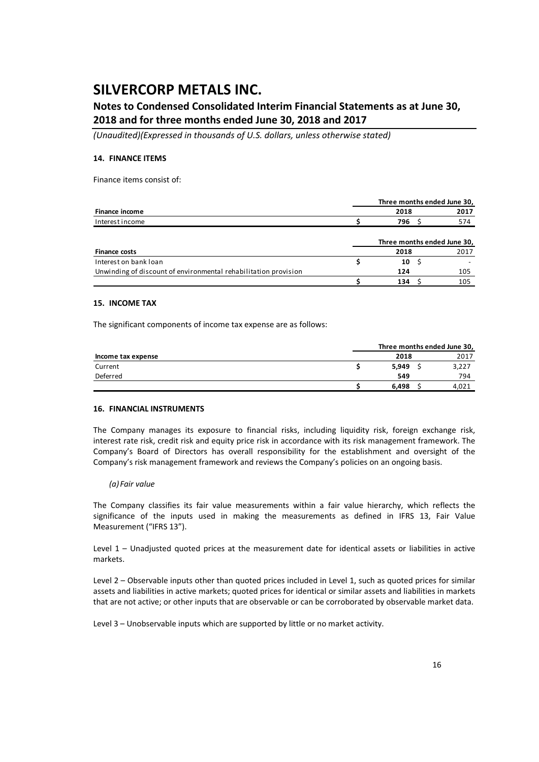# SILVERCORP METALS INC.

## Notes to Condensed Consolidated Interim Financial Statements as at June 30, 2018 and for three months ended June 30, 2018 and 2017

*(Unaudited)(Expressed in thousands of U.S. dollars, unless otherwise stated)*

### 14. FINANCE ITEMS

Finance items consist of:

| | Three months ended June 30, | |
|---|---|---|
| **Finance income** | **2018** | **2017** |
| Interest income | $ **796** | $ 574 |

| | Three months ended June 30, | |
|---|---|---|
| **Finance costs** | **2018** | 2017 |
| Interest on bank loan | $ **10** | $ - |
| Unwinding of discount of environmental rehabilitation provision | **124** | 105 |
| | $ **134** | $ 105 |

### 15. INCOME TAX

The significant components of income tax expense are as follows:

| | Three months ended June 30, | |
|---|---|---|
| **Income tax expense** | **2018** | 2017 |
| Current | $ **5,949** | $ 3,227 |
| Deferred | **549** | 794 |
| | $ **6,498** | $ 4,021 |

### 16. FINANCIAL INSTRUMENTS

The Company manages its exposure to financial risks, including liquidity risk, foreign exchange risk, interest rate risk, credit risk and equity price risk in accordance with its risk management framework. The Company's Board of Directors has overall responsibility for the establishment and oversight of the Company's risk management framework and reviews the Company's policies on an ongoing basis.

*(a) Fair value*

The Company classifies its fair value measurements within a fair value hierarchy, which reflects the significance of the inputs used in making the measurements as defined in IFRS 13, Fair Value Measurement ("IFRS 13").

Level 1 – Unadjusted quoted prices at the measurement date for identical assets or liabilities in active markets.

Level 2 – Observable inputs other than quoted prices included in Level 1, such as quoted prices for similar assets and liabilities in active markets; quoted prices for identical or similar assets and liabilities in markets that are not active; or other inputs that are observable or can be corroborated by observable market data.

Level 3 – Unobservable inputs which are supported by little or no market activity.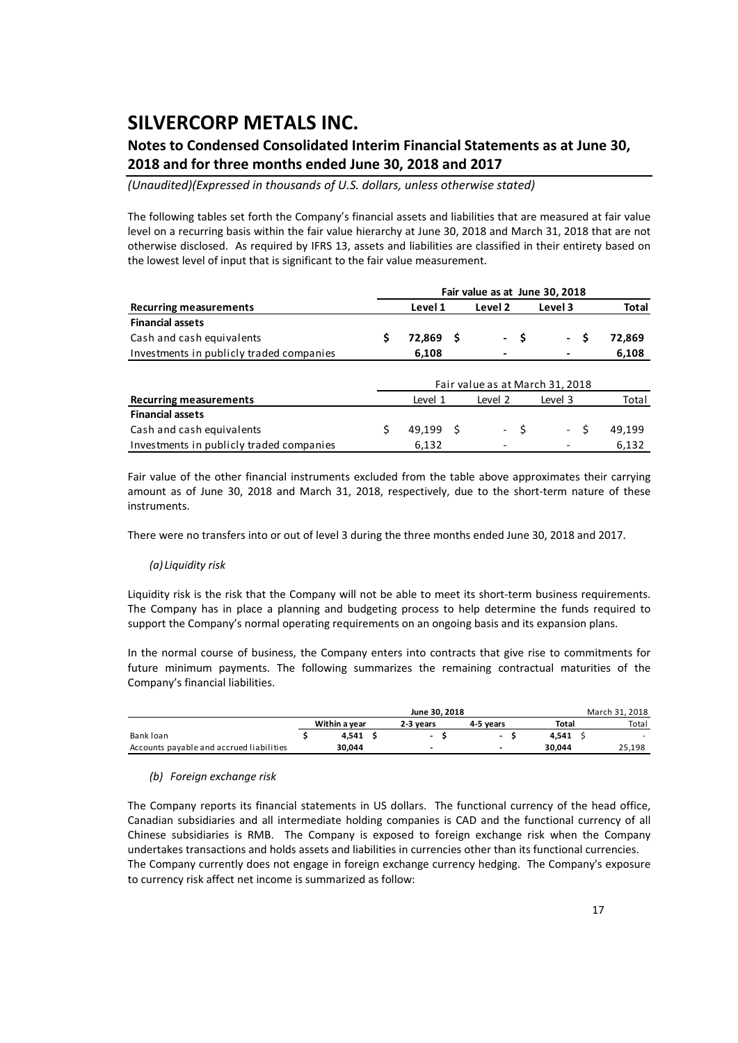The following tables set forth the Company's financial assets and liabilities that are measured at fair value level on a recurring basis within the fair value hierarchy at June 30, 2018 and March 31, 2018 that are not otherwise disclosed. As required by IFRS 13, assets and liabilities are classified in their entirety based on the lowest level of input that is significant to the fair value measurement.

| | Fair value as at June 30, 2018 | | | |
|---|---|---|---|---|
| **Recurring measurements** | **Level 1** | **Level 2** | **Level 3** | **Total** |
| **Financial assets** | | | | |
| Cash and cash equivalents | $ 72,869 | $ - | $ - | $ 72,869 |
| Investments in publicly traded companies | 6,108 | - | - | 6,108 |

| | Fair value as at March 31, 2018 | | | |
|---|---|---|---|---|
| **Recurring measurements** | Level 1 | Level 2 | Level 3 | Total |
| **Financial assets** | | | | |
| Cash and cash equivalents | $ 49,199 | $ - | $ - | $ 49,199 |
| Investments in publicly traded companies | 6,132 | - | - | 6,132 |

Fair value of the other financial instruments excluded from the table above approximates their carrying amount as of June 30, 2018 and March 31, 2018, respectively, due to the short-term nature of these instruments.

There were no transfers into or out of level 3 during the three months ended June 30, 2018 and 2017.

*(a) Liquidity risk*

Liquidity risk is the risk that the Company will not be able to meet its short-term business requirements. The Company has in place a planning and budgeting process to help determine the funds required to support the Company's normal operating requirements on an ongoing basis and its expansion plans.

In the normal course of business, the Company enters into contracts that give rise to commitments for future minimum payments. The following summarizes the remaining contractual maturities of the Company's financial liabilities.

| | June 30, 2018 | | | | March 31, 2018 |
|---|---|---|---|---|---|
| | **Within a year** | **2-3 years** | **4-5 years** | **Total** | Total |
| Bank loan | $ 4,541 | $ - | $ - | $ 4,541 | $ - |
| Accounts payable and accrued liabilities | 30,044 | - | - | 30,044 | 25,198 |

*(b) Foreign exchange risk*

The Company reports its financial statements in US dollars. The functional currency of the head office, Canadian subsidiaries and all intermediate holding companies is CAD and the functional currency of all Chinese subsidiaries is RMB. The Company is exposed to foreign exchange risk when the Company undertakes transactions and holds assets and liabilities in currencies other than its functional currencies. The Company currently does not engage in foreign exchange currency hedging. The Company's exposure to currency risk affect net income is summarized as follow: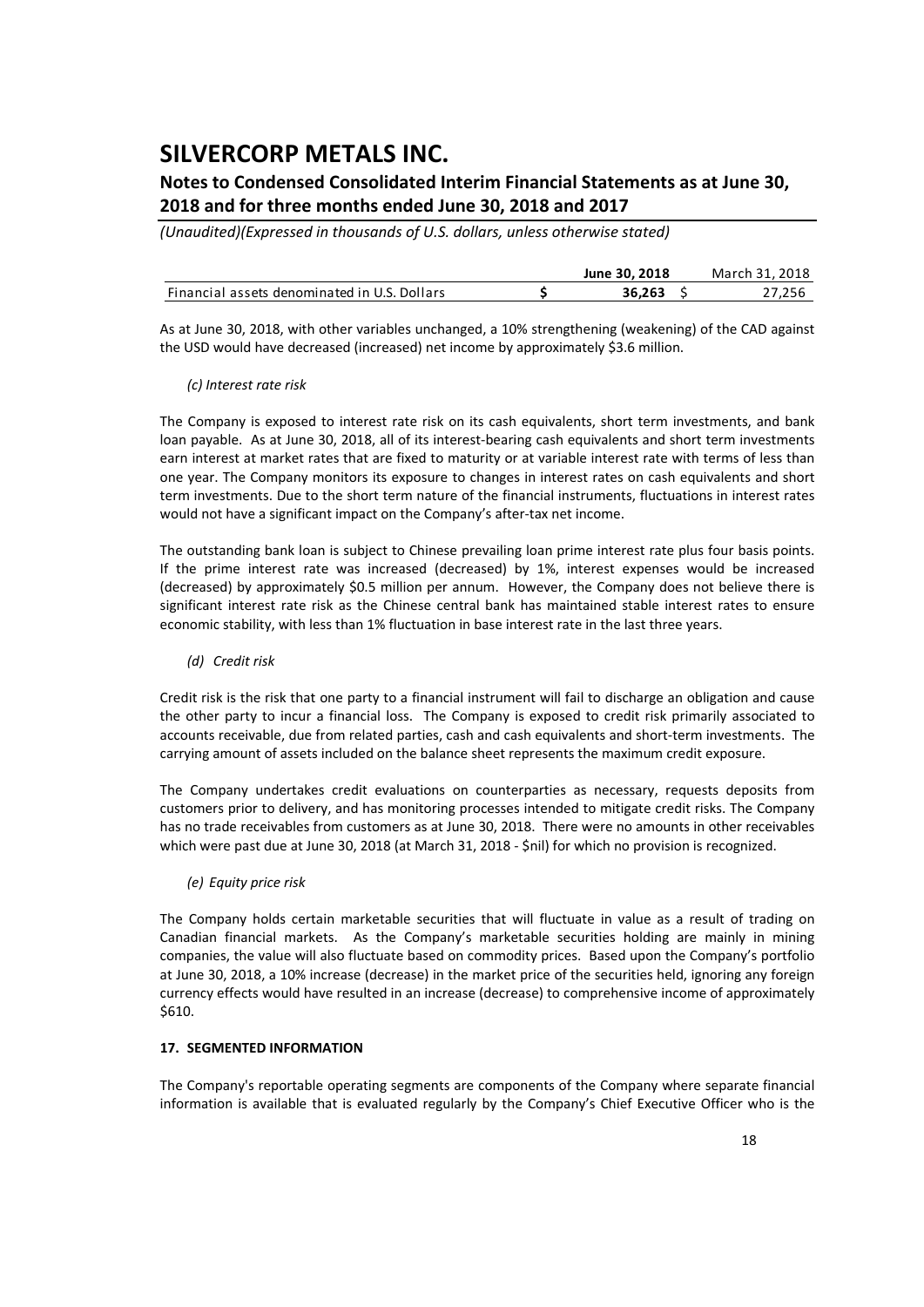|  | June 30, 2018 | March 31, 2018 |
|---|---|---|
| Financial assets denominated in U.S. Dollars | **$ 36,263** | $ 27,256 |

As at June 30, 2018, with other variables unchanged, a 10% strengthening (weakening) of the CAD against the USD would have decreased (increased) net income by approximately $3.6 million.

*(c) Interest rate risk*

The Company is exposed to interest rate risk on its cash equivalents, short term investments, and bank loan payable. As at June 30, 2018, all of its interest-bearing cash equivalents and short term investments earn interest at market rates that are fixed to maturity or at variable interest rate with terms of less than one year. The Company monitors its exposure to changes in interest rates on cash equivalents and short term investments. Due to the short term nature of the financial instruments, fluctuations in interest rates would not have a significant impact on the Company's after-tax net income.

The outstanding bank loan is subject to Chinese prevailing loan prime interest rate plus four basis points. If the prime interest rate was increased (decreased) by 1%, interest expenses would be increased (decreased) by approximately $0.5 million per annum. However, the Company does not believe there is significant interest rate risk as the Chinese central bank has maintained stable interest rates to ensure economic stability, with less than 1% fluctuation in base interest rate in the last three years.

*(d) Credit risk*

Credit risk is the risk that one party to a financial instrument will fail to discharge an obligation and cause the other party to incur a financial loss. The Company is exposed to credit risk primarily associated to accounts receivable, due from related parties, cash and cash equivalents and short-term investments. The carrying amount of assets included on the balance sheet represents the maximum credit exposure.

The Company undertakes credit evaluations on counterparties as necessary, requests deposits from customers prior to delivery, and has monitoring processes intended to mitigate credit risks. The Company has no trade receivables from customers as at June 30, 2018. There were no amounts in other receivables which were past due at June 30, 2018 (at March 31, 2018 - $nil) for which no provision is recognized.

*(e) Equity price risk*

The Company holds certain marketable securities that will fluctuate in value as a result of trading on Canadian financial markets. As the Company's marketable securities holding are mainly in mining companies, the value will also fluctuate based on commodity prices. Based upon the Company's portfolio at June 30, 2018, a 10% increase (decrease) in the market price of the securities held, ignoring any foreign currency effects would have resulted in an increase (decrease) to comprehensive income of approximately $610.

**17. SEGMENTED INFORMATION**

The Company's reportable operating segments are components of the Company where separate financial information is available that is evaluated regularly by the Company's Chief Executive Officer who is the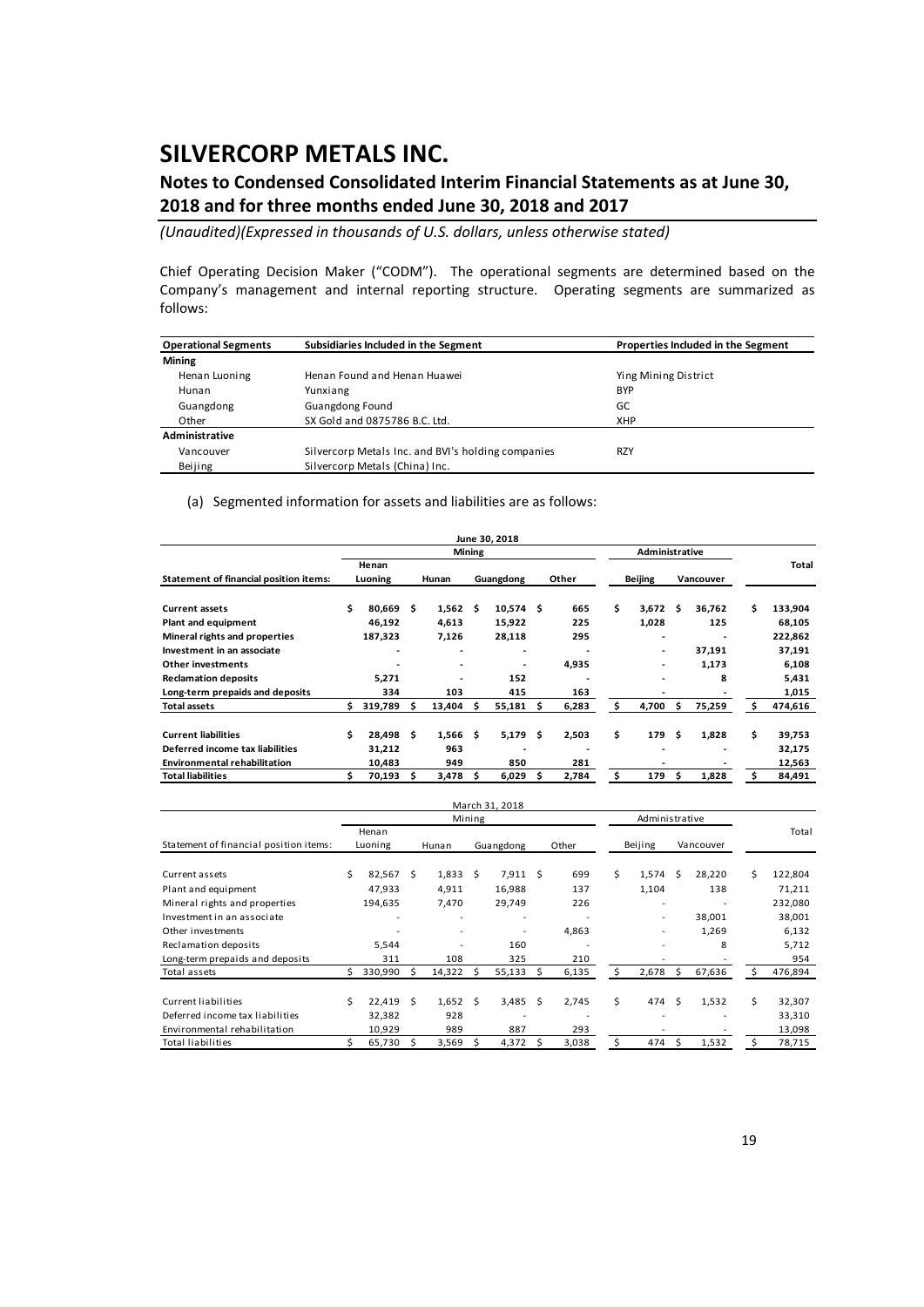# SILVERCORP METALS INC.

## Notes to Condensed Consolidated Interim Financial Statements as at June 30, 2018 and for three months ended June 30, 2018 and 2017

*(Unaudited)(Expressed in thousands of U.S. dollars, unless otherwise stated)*

Chief Operating Decision Maker ("CODM"). The operational segments are determined based on the Company's management and internal reporting structure. Operating segments are summarized as follows:

| Operational Segments | Subsidiaries Included in the Segment | Properties Included in the Segment |
|---|---|---|
| **Mining** | | |
| Henan Luoning | Henan Found and Henan Huawei | Ying Mining District |
| Hunan | Yunxiang | BYP |
| Guangdong | Guangdong Found | GC |
| Other | SX Gold and 0875786 B.C. Ltd. | XHP |
| **Administrative** | | |
| Vancouver | Silvercorp Metals Inc. and BVI's holding companies | RZY |
| Beijing | Silvercorp Metals (China) Inc. | |

(a) Segmented information for assets and liabilities are as follows:

| | June 30, 2018 | | | | | | |
|---|---|---|---|---|---|---|---|
| | Mining | | | | Administrative | | |
| **Statement of financial position items:** | **Henan Luoning** | **Hunan** | **Guangdong** | **Other** | **Beijing** | **Vancouver** | **Total** |
| **Current assets** | $ 80,669 | $ 1,562 | $ 10,574 | $ 665 | $ 3,672 | $ 36,762 | $ 133,904 |
| **Plant and equipment** | 46,192 | 4,613 | 15,922 | 225 | 1,028 | 125 | 68,105 |
| **Mineral rights and properties** | 187,323 | 7,126 | 28,118 | 295 | - | - | 222,862 |
| **Investment in an associate** | - | - | - | - | - | 37,191 | 37,191 |
| **Other investments** | - | - | - | 4,935 | - | 1,173 | 6,108 |
| **Reclamation deposits** | 5,271 | - | 152 | - | - | 8 | 5,431 |
| **Long-term prepaids and deposits** | 334 | 103 | 415 | 163 | - | - | 1,015 |
| **Total assets** | $ 319,789 | $ 13,404 | $ 55,181 | $ 6,283 | $ 4,700 | $ 75,259 | $ 474,616 |
| **Current liabilities** | $ 28,498 | $ 1,566 | $ 5,179 | $ 2,503 | $ 179 | $ 1,828 | $ 39,753 |
| **Deferred income tax liabilities** | 31,212 | 963 | - | - | - | - | 32,175 |
| **Environmental rehabilitation** | 10,483 | 949 | 850 | 281 | - | - | 12,563 |
| **Total liabilities** | $ 70,193 | $ 3,478 | $ 6,029 | $ 2,784 | $ 179 | $ 1,828 | $ 84,491 |

| | March 31, 2018 | | | | | | |
|---|---|---|---|---|---|---|---|
| | Mining | | | | Administrative | | |
| Statement of financial position items: | Henan Luoning | Hunan | Guangdong | Other | Beijing | Vancouver | Total |
| Current assets | $ 82,567 | $ 1,833 | $ 7,911 | $ 699 | $ 1,574 | $ 28,220 | $ 122,804 |
| Plant and equipment | 47,933 | 4,911 | 16,988 | 137 | 1,104 | 138 | 71,211 |
| Mineral rights and properties | 194,635 | 7,470 | 29,749 | 226 | - | - | 232,080 |
| Investment in an associate | - | - | - | - | - | 38,001 | 38,001 |
| Other investments | - | - | - | 4,863 | - | 1,269 | 6,132 |
| Reclamation deposits | 5,544 | - | 160 | - | - | 8 | 5,712 |
| Long-term prepaids and deposits | 311 | 108 | 325 | 210 | - | - | 954 |
| Total assets | $ 330,990 | $ 14,322 | $ 55,133 | $ 6,135 | $ 2,678 | $ 67,636 | $ 476,894 |
| Current liabilities | $ 22,419 | $ 1,652 | $ 3,485 | $ 2,745 | $ 474 | $ 1,532 | $ 32,307 |
| Deferred income tax liabilities | 32,382 | 928 | - | - | - | - | 33,310 |
| Environmental rehabilitation | 10,929 | 989 | 887 | 293 | - | - | 13,098 |
| Total liabilities | $ 65,730 | $ 3,569 | $ 4,372 | $ 3,038 | $ 474 | $ 1,532 | $ 78,715 |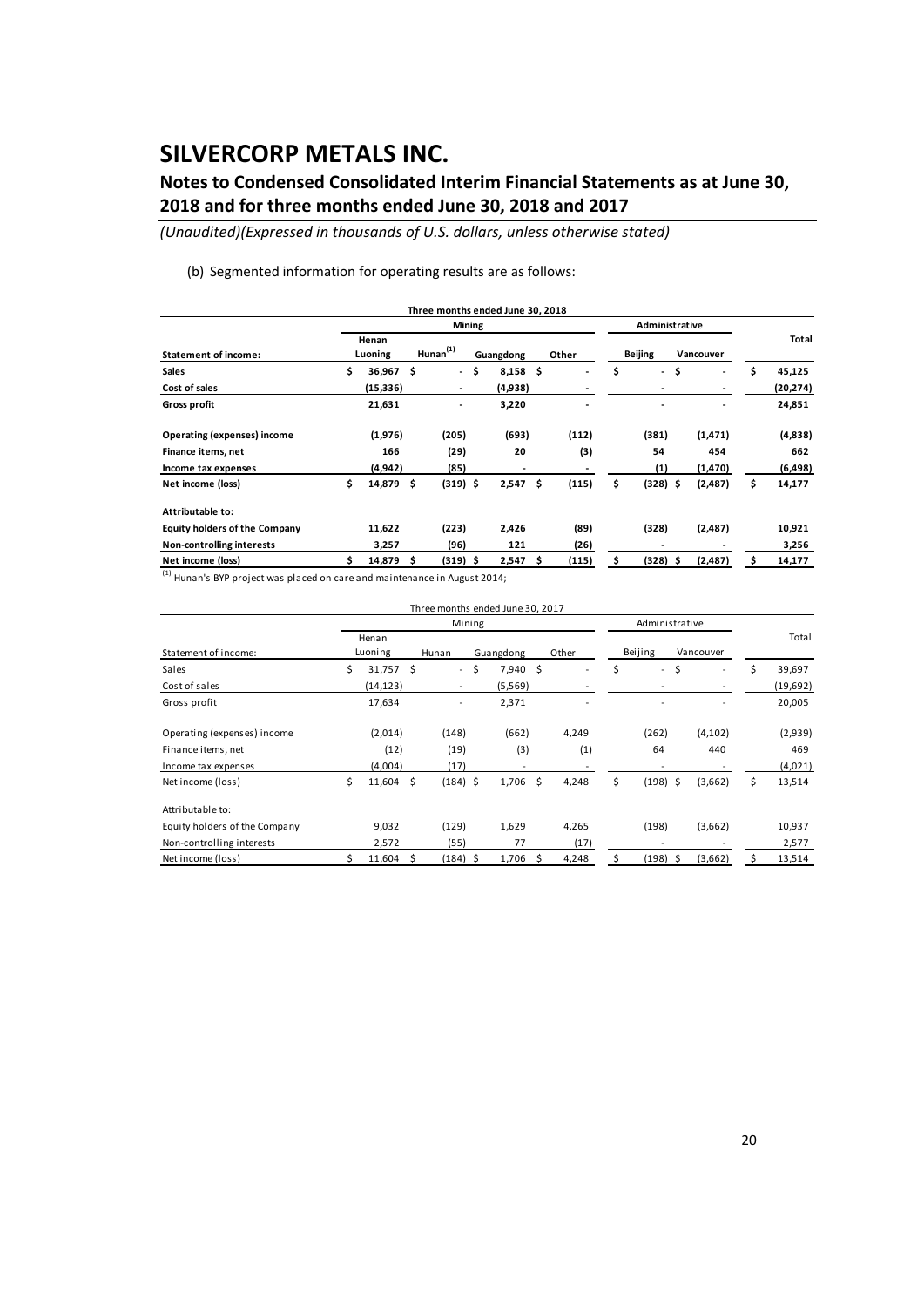# SILVERCORP METALS INC.

## Notes to Condensed Consolidated Interim Financial Statements as at June 30, 2018 and for three months ended June 30, 2018 and 2017

*(Unaudited)(Expressed in thousands of U.S. dollars, unless otherwise stated)*

(b) Segmented information for operating results are as follows:

| Three months ended June 30, 2018 | | | | | | | |
|---|---|---|---|---|---|---|---|
| | Mining | | | | Administrative | | |
| **Statement of income:** | **Henan Luoning** | **Hunan[(1)]** | **Guangdong** | **Other** | **Beijing** | **Vancouver** | **Total** |
| **Sales** | **$ 36,967** | **$ -** | **$ 8,158** | **$ -** | **$ -** | **$ -** | **$ 45,125** |
| **Cost of sales** | **(15,336)** | **-** | **(4,938)** | **-** | **-** | **-** | **(20,274)** |
| **Gross profit** | **21,631** | **-** | **3,220** | **-** | **-** | **-** | **24,851** |
| **Operating (expenses) income** | **(1,976)** | **(205)** | **(693)** | **(112)** | **(381)** | **(1,471)** | **(4,838)** |
| **Finance items, net** | **166** | **(29)** | **20** | **(3)** | **54** | **454** | **662** |
| **Income tax expenses** | **(4,942)** | **(85)** | **-** | **-** | **(1)** | **(1,470)** | **(6,498)** |
| **Net income (loss)** | **$ 14,879** | **$ (319)** | **$ 2,547** | **$ (115)** | **$ (328)** | **$ (2,487)** | **$ 14,177** |
| **Attributable to:** | | | | | | | |
| **Equity holders of the Company** | **11,622** | **(223)** | **2,426** | **(89)** | **(328)** | **(2,487)** | **10,921** |
| **Non-controlling interests** | **3,257** | **(96)** | **121** | **(26)** | **-** | **-** | **3,256** |
| **Net income (loss)** | **$ 14,879** | **$ (319)** | **$ 2,547** | **$ (115)** | **$ (328)** | **$ (2,487)** | **$ 14,177** |

(1) Hunan's BYP project was placed on care and maintenance in August 2014;

| Three months ended June 30, 2017 | | | | | | | |
|---|---|---|---|---|---|---|---|
| | Mining | | | | Administrative | | |
| Statement of income: | Henan Luoning | Hunan | Guangdong | Other | Beijing | Vancouver | Total |
| Sales | $ 31,757 | $ - | $ 7,940 | $ - | $ - | $ - | $ 39,697 |
| Cost of sales | (14,123) | - | (5,569) | - | - | - | (19,692) |
| Gross profit | 17,634 | - | 2,371 | - | - | - | 20,005 |
| Operating (expenses) income | (2,014) | (148) | (662) | 4,249 | (262) | (4,102) | (2,939) |
| Finance items, net | (12) | (19) | (3) | (1) | 64 | 440 | 469 |
| Income tax expenses | (4,004) | (17) | - | - | - | - | (4,021) |
| Net income (loss) | $ 11,604 | $ (184) | $ 1,706 | $ 4,248 | $ (198) | $ (3,662) | $ 13,514 |
| Attributable to: | | | | | | | |
| Equity holders of the Company | 9,032 | (129) | 1,629 | 4,265 | (198) | (3,662) | 10,937 |
| Non-controlling interests | 2,572 | (55) | 77 | (17) | - | - | 2,577 |
| Net income (loss) | $ 11,604 | $ (184) | $ 1,706 | $ 4,248 | $ (198) | $ (3,662) | $ 13,514 |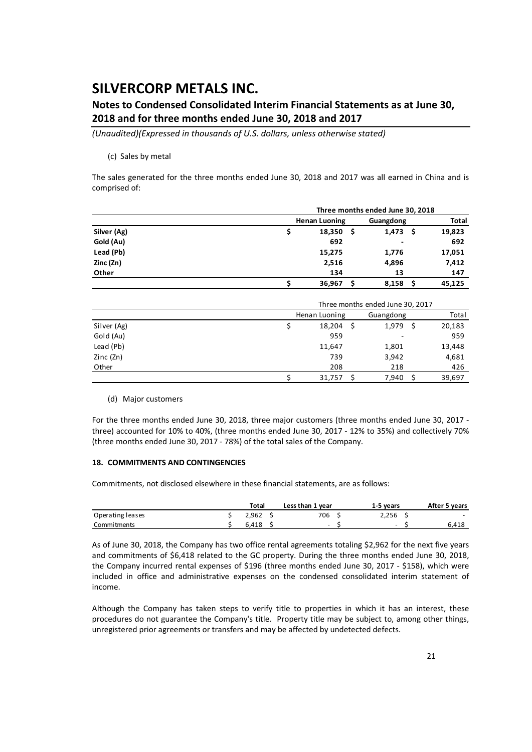(c) Sales by metal

The sales generated for the three months ended June 30, 2018 and 2017 was all earned in China and is comprised of:

| | Three months ended June 30, 2018 | | |
|---|---|---|---|
| | **Henan Luoning** | **Guangdong** | **Total** |
| **Silver (Ag)** | **$ 18,350** | **$ 1,473** | **$ 19,823** |
| **Gold (Au)** | **692** | **-** | **692** |
| **Lead (Pb)** | **15,275** | **1,776** | **17,051** |
| **Zinc (Zn)** | **2,516** | **4,896** | **7,412** |
| **Other** | **134** | **13** | **147** |
| | **$ 36,967** | **$ 8,158** | **$ 45,125** |

| | Three months ended June 30, 2017 | | |
|---|---|---|---|
| | Henan Luoning | Guangdong | Total |
| Silver (Ag) | $ 18,204 | $ 1,979 | $ 20,183 |
| Gold (Au) | 959 | - | 959 |
| Lead (Pb) | 11,647 | 1,801 | 13,448 |
| Zinc (Zn) | 739 | 3,942 | 4,681 |
| Other | 208 | 218 | 426 |
| | $ 31,757 | $ 7,940 | $ 39,697 |

(d) Major customers

For the three months ended June 30, 2018, three major customers (three months ended June 30, 2017 - three) accounted for 10% to 40%, (three months ended June 30, 2017 - 12% to 35%) and collectively 70% (three months ended June 30, 2017 - 78%) of the total sales of the Company.

**18. COMMITMENTS AND CONTINGENCIES**

Commitments, not disclosed elsewhere in these financial statements, are as follows:

| | Total | Less than 1 year | 1-5 years | After 5 years |
|---|---|---|---|---|
| Operating leases | $ 2,962 | $ 706 | $ 2,256 | $ - |
| Commitments | $ 6,418 | $ - | $ - | $ 6,418 |

As of June 30, 2018, the Company has two office rental agreements totaling $2,962 for the next five years and commitments of $6,418 related to the GC property. During the three months ended June 30, 2018, the Company incurred rental expenses of $196 (three months ended June 30, 2017 - $158), which were included in office and administrative expenses on the condensed consolidated interim statement of income.

Although the Company has taken steps to verify title to properties in which it has an interest, these procedures do not guarantee the Company's title. Property title may be subject to, among other things, unregistered prior agreements or transfers and may be affected by undetected defects.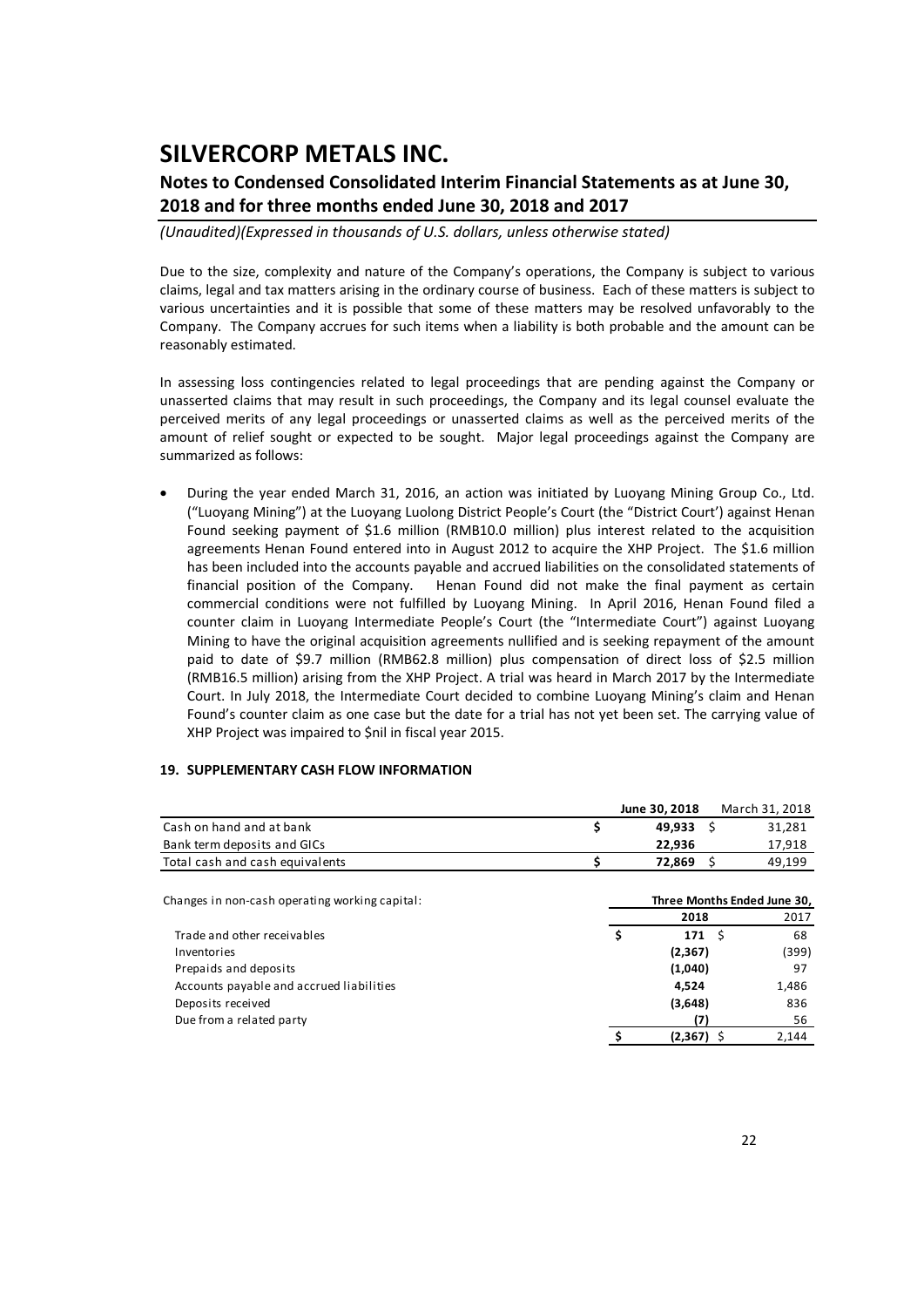Due to the size, complexity and nature of the Company's operations, the Company is subject to various claims, legal and tax matters arising in the ordinary course of business. Each of these matters is subject to various uncertainties and it is possible that some of these matters may be resolved unfavorably to the Company. The Company accrues for such items when a liability is both probable and the amount can be reasonably estimated.

In assessing loss contingencies related to legal proceedings that are pending against the Company or unasserted claims that may result in such proceedings, the Company and its legal counsel evaluate the perceived merits of any legal proceedings or unasserted claims as well as the perceived merits of the amount of relief sought or expected to be sought. Major legal proceedings against the Company are summarized as follows:

- During the year ended March 31, 2016, an action was initiated by Luoyang Mining Group Co., Ltd. ("Luoyang Mining") at the Luoyang Luolong District People's Court (the "District Court') against Henan Found seeking payment of $1.6 million (RMB10.0 million) plus interest related to the acquisition agreements Henan Found entered into in August 2012 to acquire the XHP Project. The $1.6 million has been included into the accounts payable and accrued liabilities on the consolidated statements of financial position of the Company. Henan Found did not make the final payment as certain commercial conditions were not fulfilled by Luoyang Mining. In April 2016, Henan Found filed a counter claim in Luoyang Intermediate People's Court (the "Intermediate Court") against Luoyang Mining to have the original acquisition agreements nullified and is seeking repayment of the amount paid to date of $9.7 million (RMB62.8 million) plus compensation of direct loss of $2.5 million (RMB16.5 million) arising from the XHP Project. A trial was heard in March 2017 by the Intermediate Court. In July 2018, the Intermediate Court decided to combine Luoyang Mining's claim and Henan Found's counter claim as one case but the date for a trial has not yet been set. The carrying value of XHP Project was impaired to $nil in fiscal year 2015.

### 19. SUPPLEMENTARY CASH FLOW INFORMATION

| | June 30, 2018 | March 31, 2018 |
|---|---|---|
| Cash on hand and at bank | $ **49,933** | $ 31,281 |
| Bank term deposits and GICs | **22,936** | 17,918 |
| Total cash and cash equivalents | $ **72,869** | $ 49,199 |

| Changes in non-cash operating working capital: | Three Months Ended June 30, | |
|---|---|---|
| | **2018** | 2017 |
| Trade and other receivables | $ **171** | $ 68 |
| Inventories | **(2,367)** | (399) |
| Prepaids and deposits | **(1,040)** | 97 |
| Accounts payable and accrued liabilities | **4,524** | 1,486 |
| Deposits received | **(3,648)** | 836 |
| Due from a related party | **(7)** | 56 |
| | $ **(2,367)** | $ 2,144 |